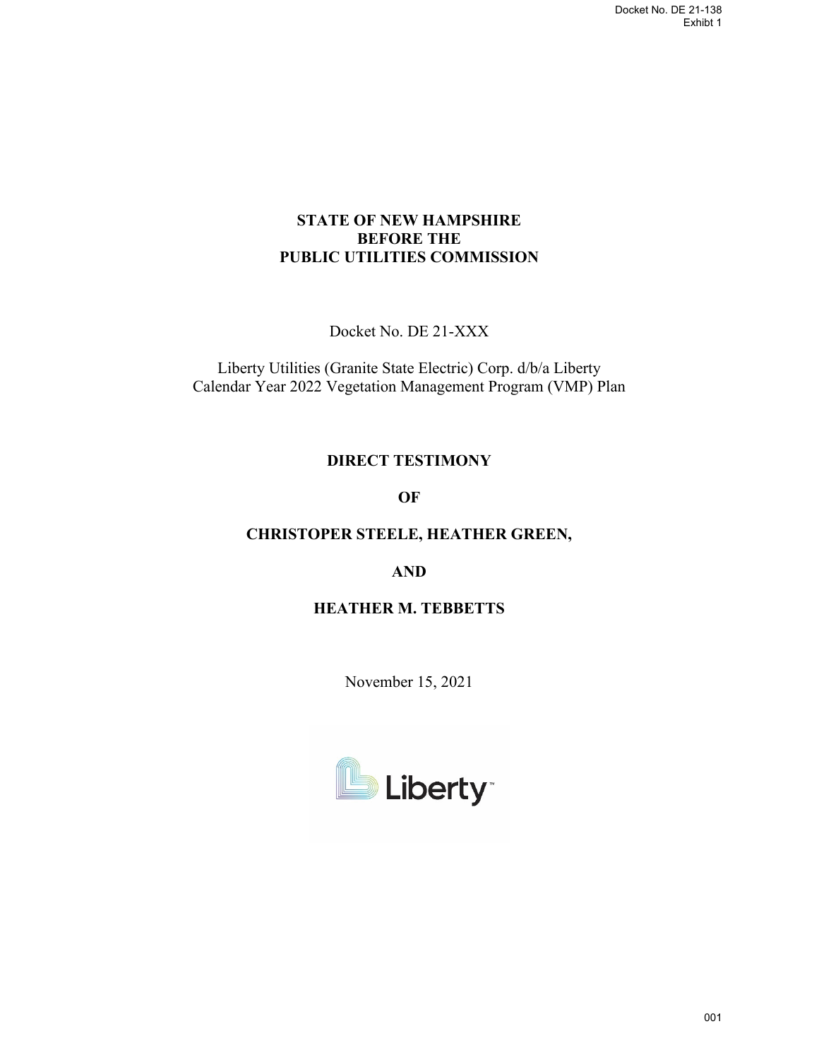Docket No. DE 21-138
Exhibt 1

**STATE OF NEW HAMPSHIRE**
**BEFORE THE**
**PUBLIC UTILITIES COMMISSION**

Docket No. DE 21-XXX

Liberty Utilities (Granite State Electric) Corp. d/b/a Liberty
Calendar Year 2022 Vegetation Management Program (VMP) Plan

**DIRECT TESTIMONY**

**OF**

**CHRISTOPER STEELE, HEATHER GREEN,**

**AND**

**HEATHER M. TEBBETTS**

November 15, 2021

Liberty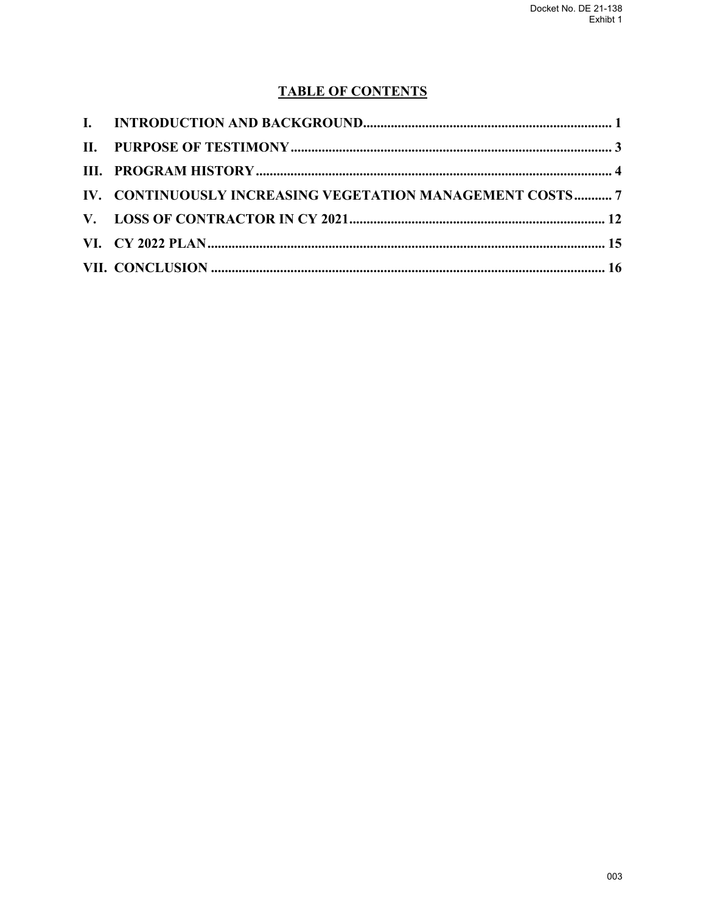## TABLE OF CONTENTS

| | | |
|---|---|---|
| I. | INTRODUCTION AND BACKGROUND | 1 |
| II. | PURPOSE OF TESTIMONY | 3 |
| III. | PROGRAM HISTORY | 4 |
| IV. | CONTINUOUSLY INCREASING VEGETATION MANAGEMENT COSTS | 7 |
| V. | LOSS OF CONTRACTOR IN CY 2021 | 12 |
| VI. | CY 2022 PLAN | 15 |
| VII. | CONCLUSION | 16 |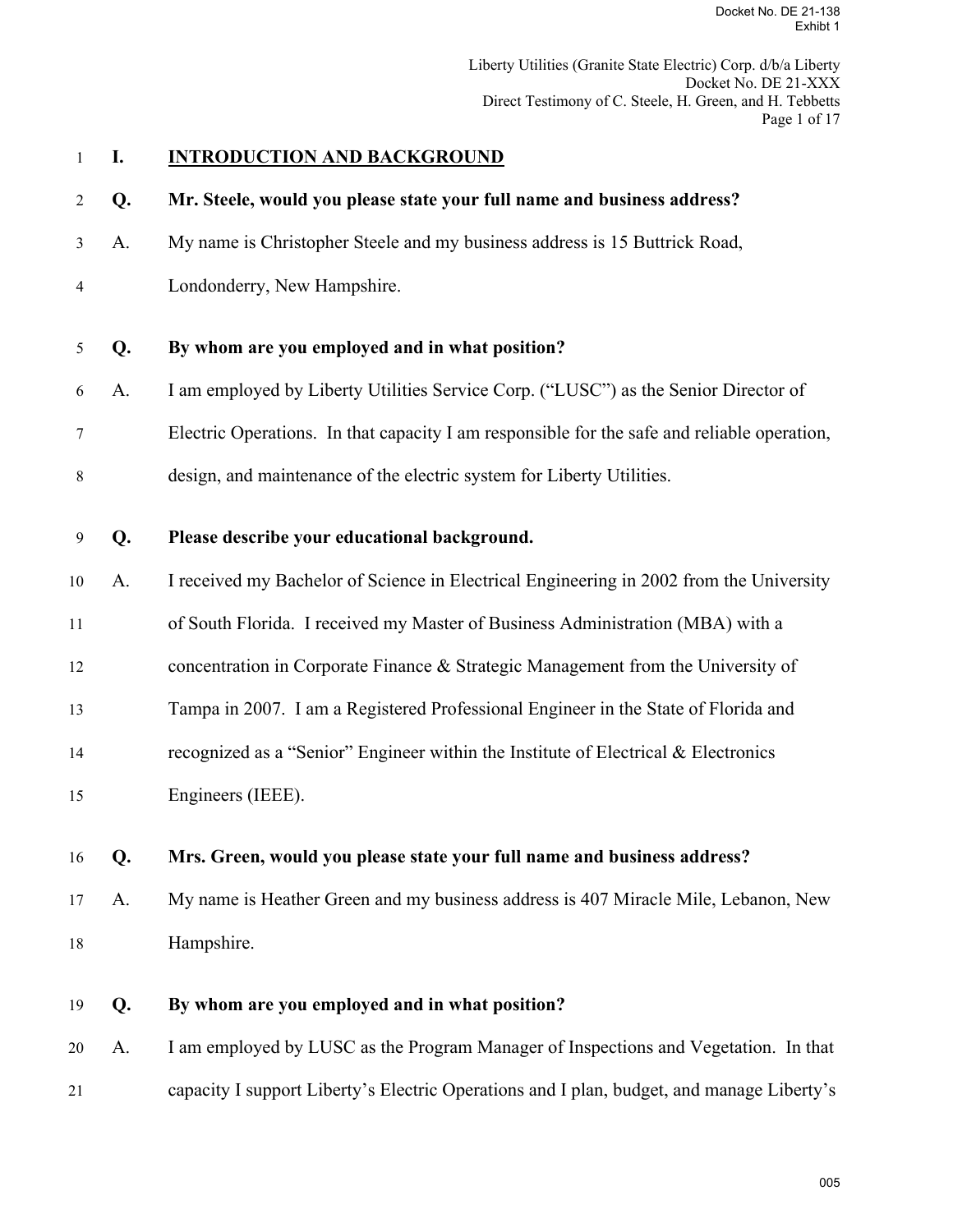## I. INTRODUCTION AND BACKGROUND

**Q. Mr. Steele, would you please state your full name and business address?**

A. My name is Christopher Steele and my business address is 15 Buttrick Road, Londonderry, New Hampshire.

**Q. By whom are you employed and in what position?**

A. I am employed by Liberty Utilities Service Corp. ("LUSC") as the Senior Director of Electric Operations. In that capacity I am responsible for the safe and reliable operation, design, and maintenance of the electric system for Liberty Utilities.

**Q. Please describe your educational background.**

A. I received my Bachelor of Science in Electrical Engineering in 2002 from the University of South Florida. I received my Master of Business Administration (MBA) with a concentration in Corporate Finance & Strategic Management from the University of Tampa in 2007. I am a Registered Professional Engineer in the State of Florida and recognized as a "Senior" Engineer within the Institute of Electrical & Electronics Engineers (IEEE).

**Q. Mrs. Green, would you please state your full name and business address?**

A. My name is Heather Green and my business address is 407 Miracle Mile, Lebanon, New Hampshire.

**Q. By whom are you employed and in what position?**

A. I am employed by LUSC as the Program Manager of Inspections and Vegetation. In that capacity I support Liberty's Electric Operations and I plan, budget, and manage Liberty's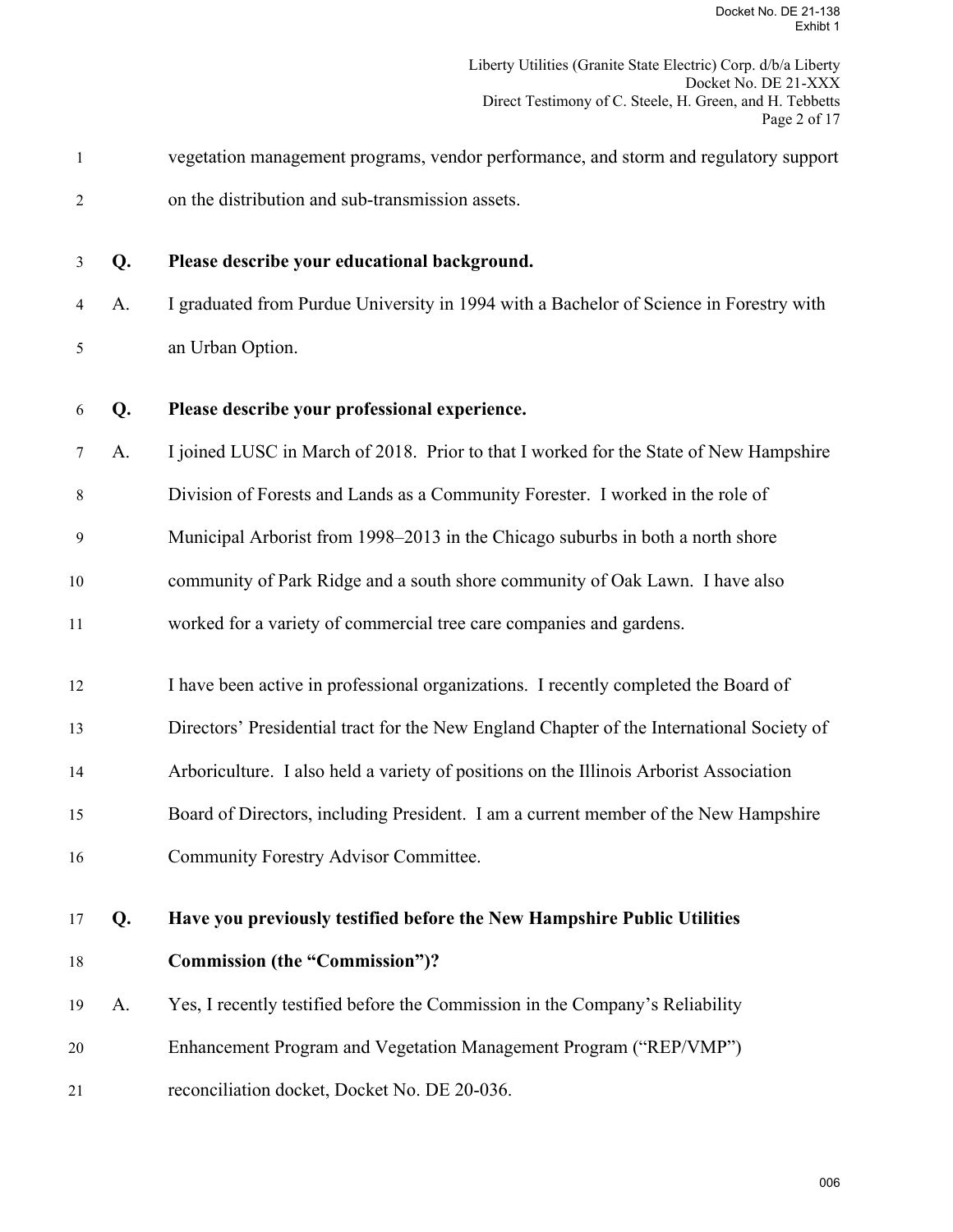vegetation management programs, vendor performance, and storm and regulatory support on the distribution and sub-transmission assets.

**Q. Please describe your educational background.**

A. I graduated from Purdue University in 1994 with a Bachelor of Science in Forestry with an Urban Option.

**Q. Please describe your professional experience.**

A. I joined LUSC in March of 2018. Prior to that I worked for the State of New Hampshire Division of Forests and Lands as a Community Forester. I worked in the role of Municipal Arborist from 1998–2013 in the Chicago suburbs in both a north shore community of Park Ridge and a south shore community of Oak Lawn. I have also worked for a variety of commercial tree care companies and gardens.

I have been active in professional organizations. I recently completed the Board of Directors' Presidential tract for the New England Chapter of the International Society of Arboriculture. I also held a variety of positions on the Illinois Arborist Association Board of Directors, including President. I am a current member of the New Hampshire Community Forestry Advisor Committee.

**Q. Have you previously testified before the New Hampshire Public Utilities Commission (the "Commission")?**

A. Yes, I recently testified before the Commission in the Company's Reliability Enhancement Program and Vegetation Management Program ("REP/VMP") reconciliation docket, Docket No. DE 20-036.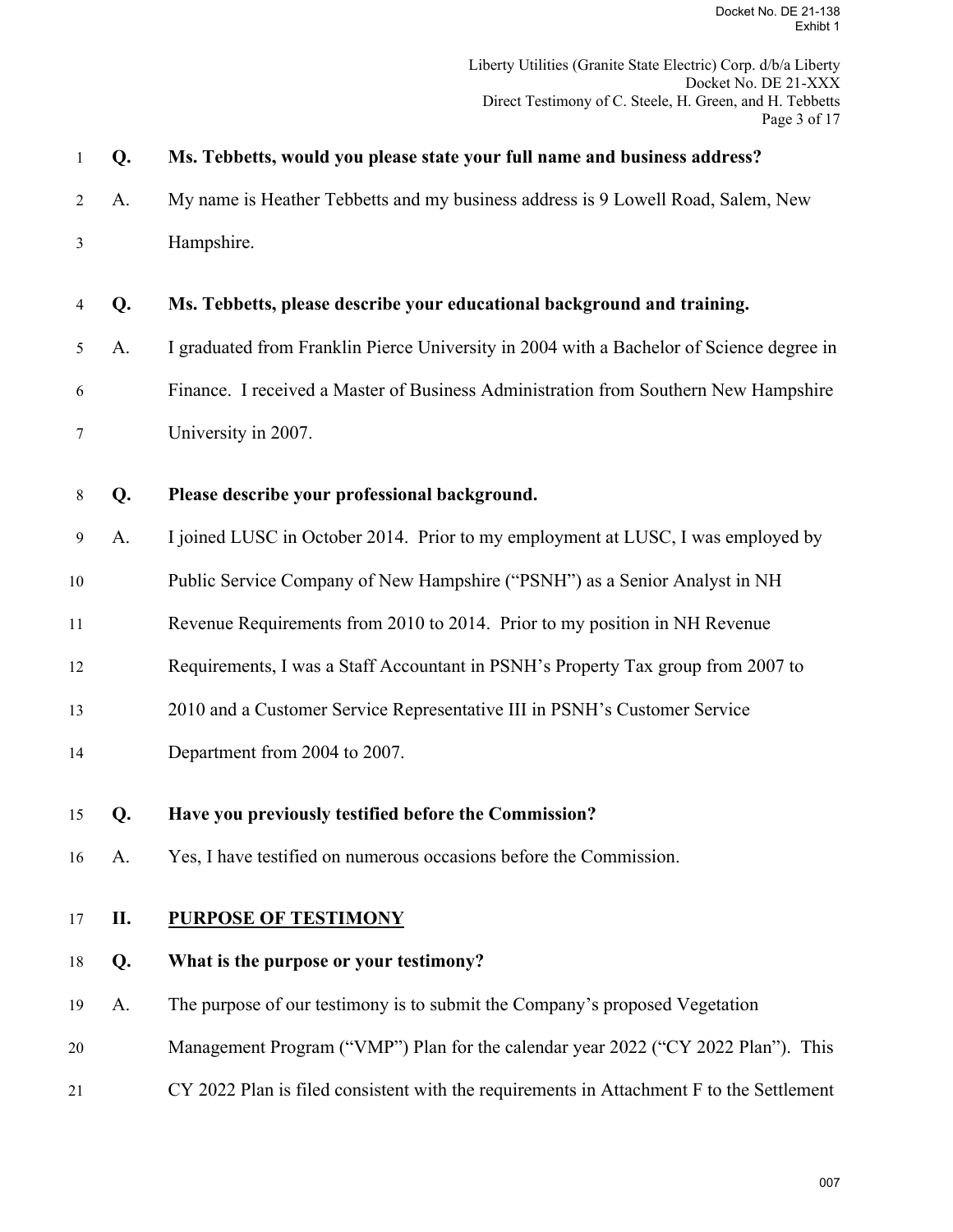**Q. Ms. Tebbetts, would you please state your full name and business address?**

A. My name is Heather Tebbetts and my business address is 9 Lowell Road, Salem, New Hampshire.

**Q. Ms. Tebbetts, please describe your educational background and training.**

A. I graduated from Franklin Pierce University in 2004 with a Bachelor of Science degree in Finance. I received a Master of Business Administration from Southern New Hampshire University in 2007.

**Q. Please describe your professional background.**

A. I joined LUSC in October 2014. Prior to my employment at LUSC, I was employed by Public Service Company of New Hampshire ("PSNH") as a Senior Analyst in NH Revenue Requirements from 2010 to 2014. Prior to my position in NH Revenue Requirements, I was a Staff Accountant in PSNH's Property Tax group from 2007 to 2010 and a Customer Service Representative III in PSNH's Customer Service Department from 2004 to 2007.

**Q. Have you previously testified before the Commission?**

A. Yes, I have testified on numerous occasions before the Commission.

## II. PURPOSE OF TESTIMONY

**Q. What is the purpose or your testimony?**

A. The purpose of our testimony is to submit the Company's proposed Vegetation Management Program ("VMP") Plan for the calendar year 2022 ("CY 2022 Plan"). This CY 2022 Plan is filed consistent with the requirements in Attachment F to the Settlement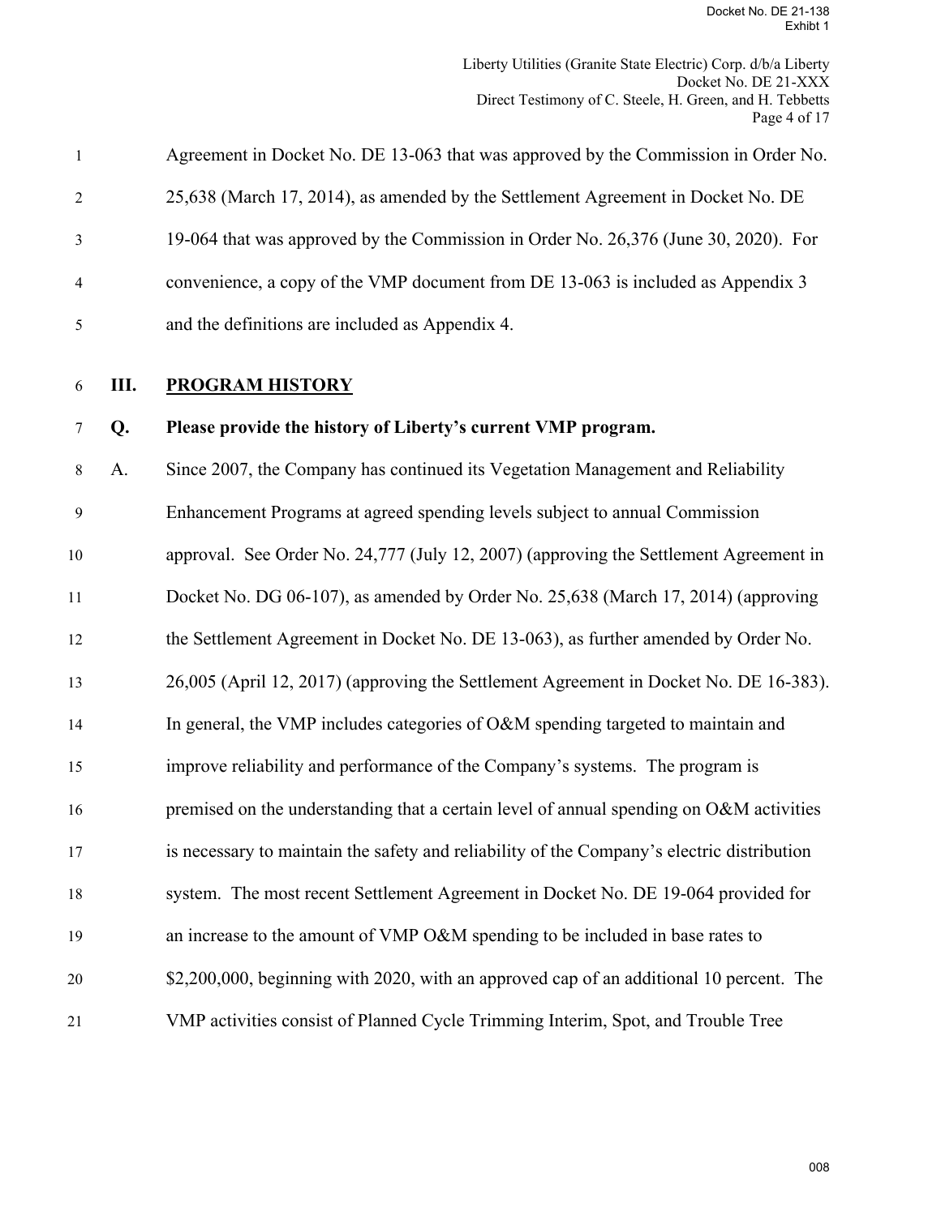Agreement in Docket No. DE 13-063 that was approved by the Commission in Order No. 25,638 (March 17, 2014), as amended by the Settlement Agreement in Docket No. DE 19-064 that was approved by the Commission in Order No. 26,376 (June 30, 2020). For convenience, a copy of the VMP document from DE 13-063 is included as Appendix 3 and the definitions are included as Appendix 4.

## III. PROGRAM HISTORY

**Q. Please provide the history of Liberty's current VMP program.**

A. Since 2007, the Company has continued its Vegetation Management and Reliability Enhancement Programs at agreed spending levels subject to annual Commission approval. See Order No. 24,777 (July 12, 2007) (approving the Settlement Agreement in Docket No. DG 06-107), as amended by Order No. 25,638 (March 17, 2014) (approving the Settlement Agreement in Docket No. DE 13-063), as further amended by Order No. 26,005 (April 12, 2017) (approving the Settlement Agreement in Docket No. DE 16-383). In general, the VMP includes categories of O&M spending targeted to maintain and improve reliability and performance of the Company's systems. The program is premised on the understanding that a certain level of annual spending on O&M activities is necessary to maintain the safety and reliability of the Company's electric distribution system. The most recent Settlement Agreement in Docket No. DE 19-064 provided for an increase to the amount of VMP O&M spending to be included in base rates to $2,200,000, beginning with 2020, with an approved cap of an additional 10 percent. The VMP activities consist of Planned Cycle Trimming Interim, Spot, and Trouble Tree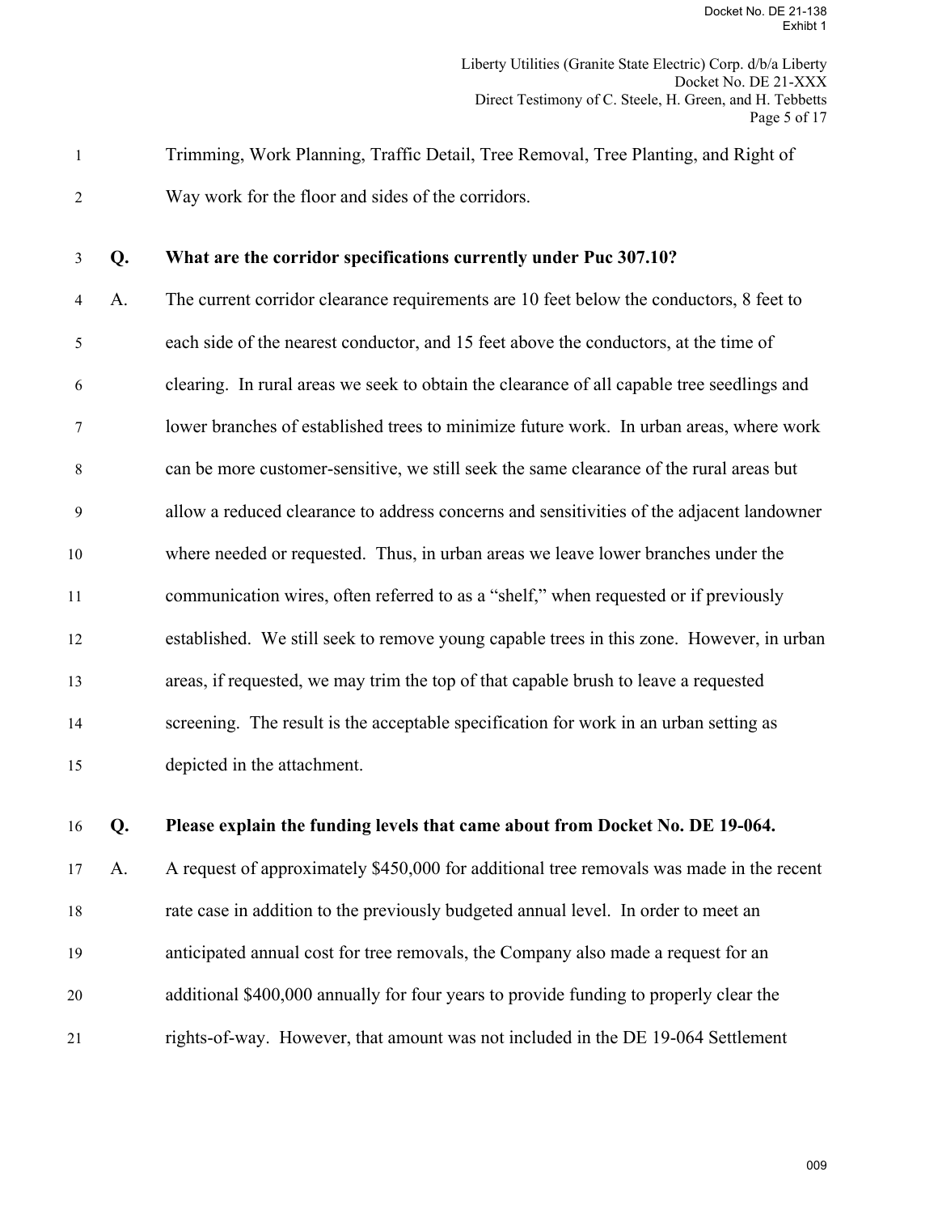Trimming, Work Planning, Traffic Detail, Tree Removal, Tree Planting, and Right of Way work for the floor and sides of the corridors.

**Q. What are the corridor specifications currently under Puc 307.10?**

A. The current corridor clearance requirements are 10 feet below the conductors, 8 feet to each side of the nearest conductor, and 15 feet above the conductors, at the time of clearing. In rural areas we seek to obtain the clearance of all capable tree seedlings and lower branches of established trees to minimize future work. In urban areas, where work can be more customer-sensitive, we still seek the same clearance of the rural areas but allow a reduced clearance to address concerns and sensitivities of the adjacent landowner where needed or requested. Thus, in urban areas we leave lower branches under the communication wires, often referred to as a "shelf," when requested or if previously established. We still seek to remove young capable trees in this zone. However, in urban areas, if requested, we may trim the top of that capable brush to leave a requested screening. The result is the acceptable specification for work in an urban setting as depicted in the attachment.

**Q. Please explain the funding levels that came about from Docket No. DE 19-064.**

A. A request of approximately $450,000 for additional tree removals was made in the recent rate case in addition to the previously budgeted annual level. In order to meet an anticipated annual cost for tree removals, the Company also made a request for an additional $400,000 annually for four years to provide funding to properly clear the rights-of-way. However, that amount was not included in the DE 19-064 Settlement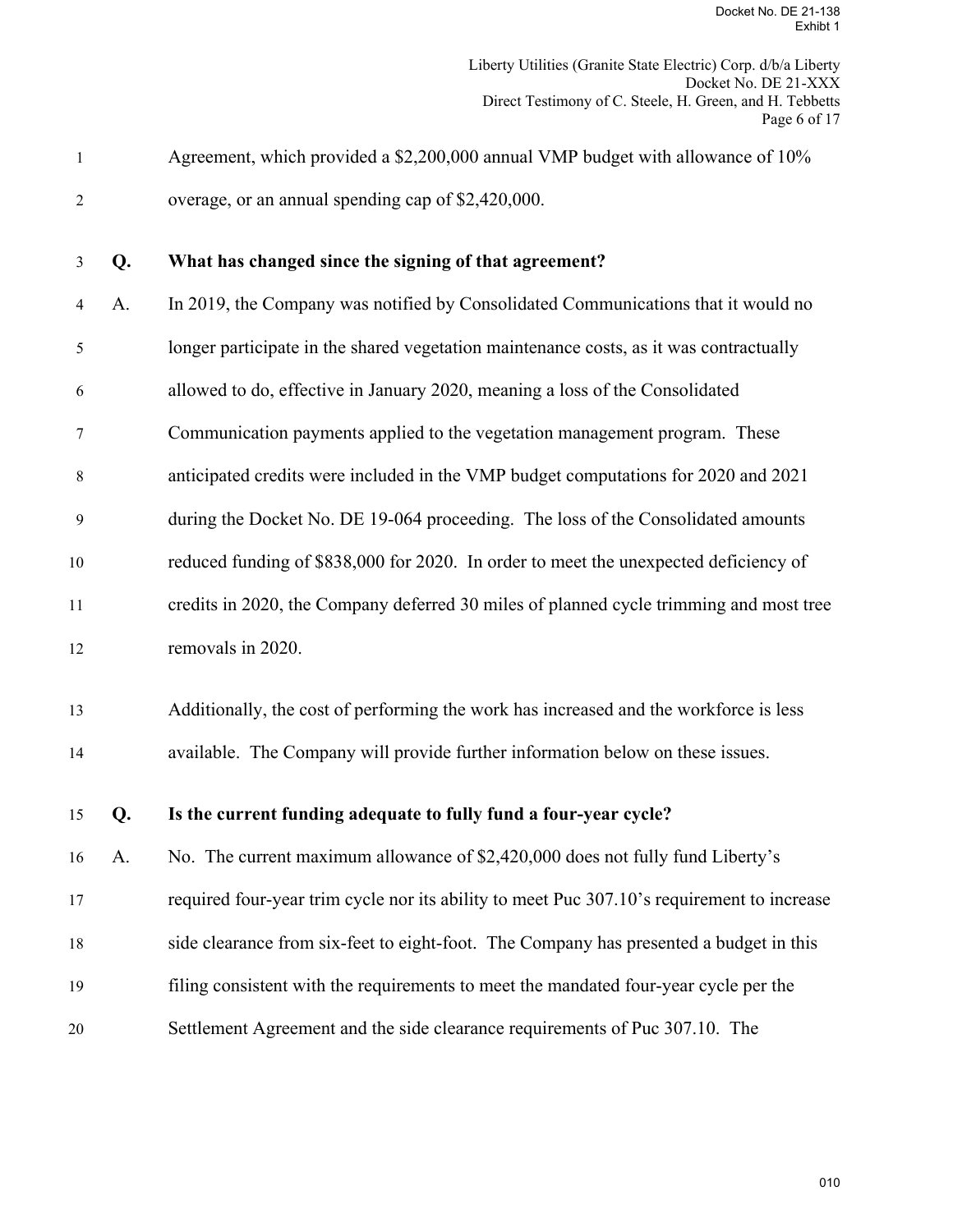Agreement, which provided a $2,200,000 annual VMP budget with allowance of 10% overage, or an annual spending cap of $2,420,000.

**Q. What has changed since the signing of that agreement?**

A. In 2019, the Company was notified by Consolidated Communications that it would no longer participate in the shared vegetation maintenance costs, as it was contractually allowed to do, effective in January 2020, meaning a loss of the Consolidated Communication payments applied to the vegetation management program. These anticipated credits were included in the VMP budget computations for 2020 and 2021 during the Docket No. DE 19-064 proceeding. The loss of the Consolidated amounts reduced funding of $838,000 for 2020. In order to meet the unexpected deficiency of credits in 2020, the Company deferred 30 miles of planned cycle trimming and most tree removals in 2020.

Additionally, the cost of performing the work has increased and the workforce is less available. The Company will provide further information below on these issues.

**Q. Is the current funding adequate to fully fund a four-year cycle?**

A. No. The current maximum allowance of $2,420,000 does not fully fund Liberty's required four-year trim cycle nor its ability to meet Puc 307.10's requirement to increase side clearance from six-feet to eight-foot. The Company has presented a budget in this filing consistent with the requirements to meet the mandated four-year cycle per the Settlement Agreement and the side clearance requirements of Puc 307.10. The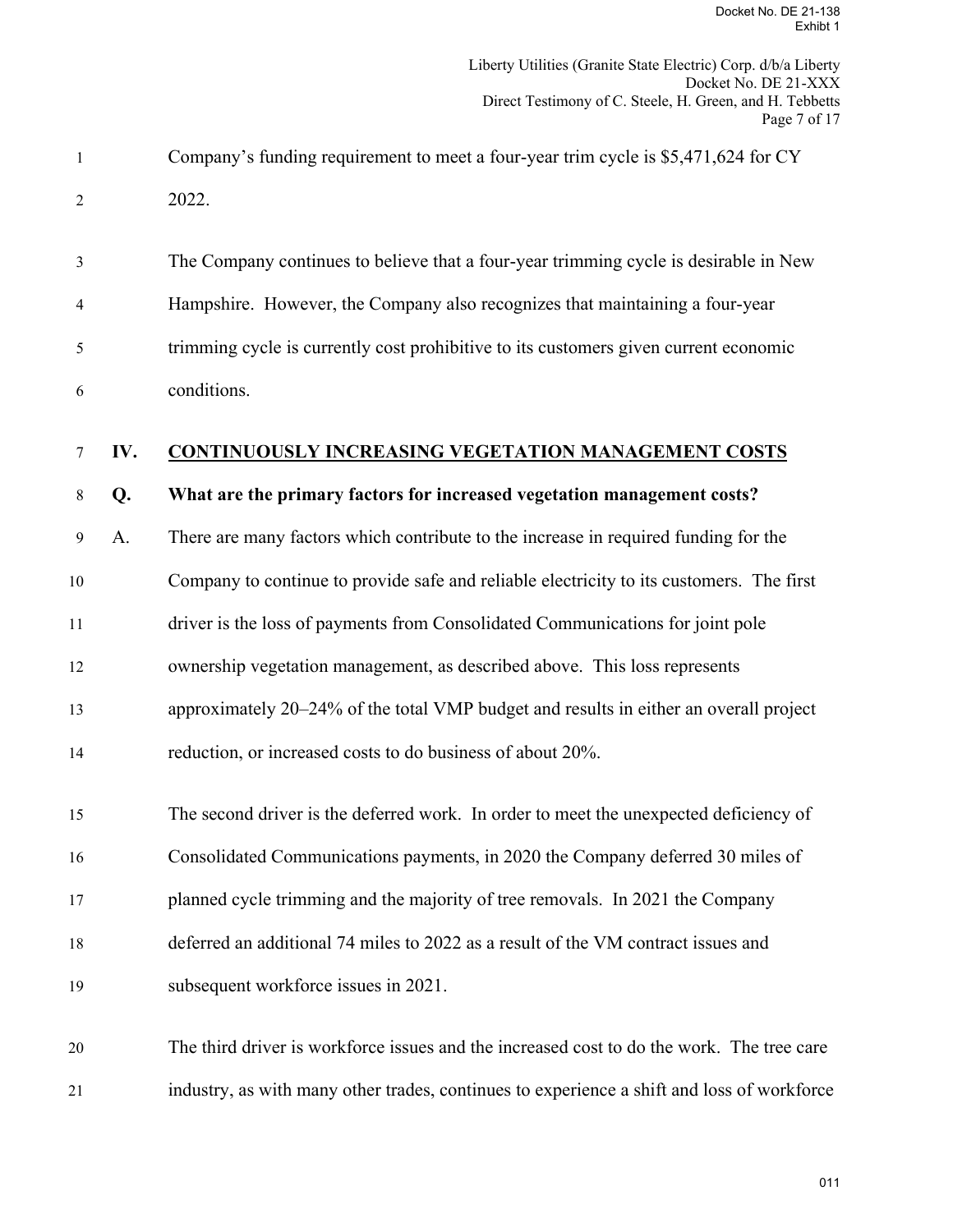Company's funding requirement to meet a four-year trim cycle is $5,471,624 for CY 2022.

The Company continues to believe that a four-year trimming cycle is desirable in New Hampshire. However, the Company also recognizes that maintaining a four-year trimming cycle is currently cost prohibitive to its customers given current economic conditions.

## IV. CONTINUOUSLY INCREASING VEGETATION MANAGEMENT COSTS

**Q. What are the primary factors for increased vegetation management costs?**

A. There are many factors which contribute to the increase in required funding for the Company to continue to provide safe and reliable electricity to its customers. The first driver is the loss of payments from Consolidated Communications for joint pole ownership vegetation management, as described above. This loss represents approximately 20–24% of the total VMP budget and results in either an overall project reduction, or increased costs to do business of about 20%.

The second driver is the deferred work. In order to meet the unexpected deficiency of Consolidated Communications payments, in 2020 the Company deferred 30 miles of planned cycle trimming and the majority of tree removals. In 2021 the Company deferred an additional 74 miles to 2022 as a result of the VM contract issues and subsequent workforce issues in 2021.

The third driver is workforce issues and the increased cost to do the work. The tree care industry, as with many other trades, continues to experience a shift and loss of workforce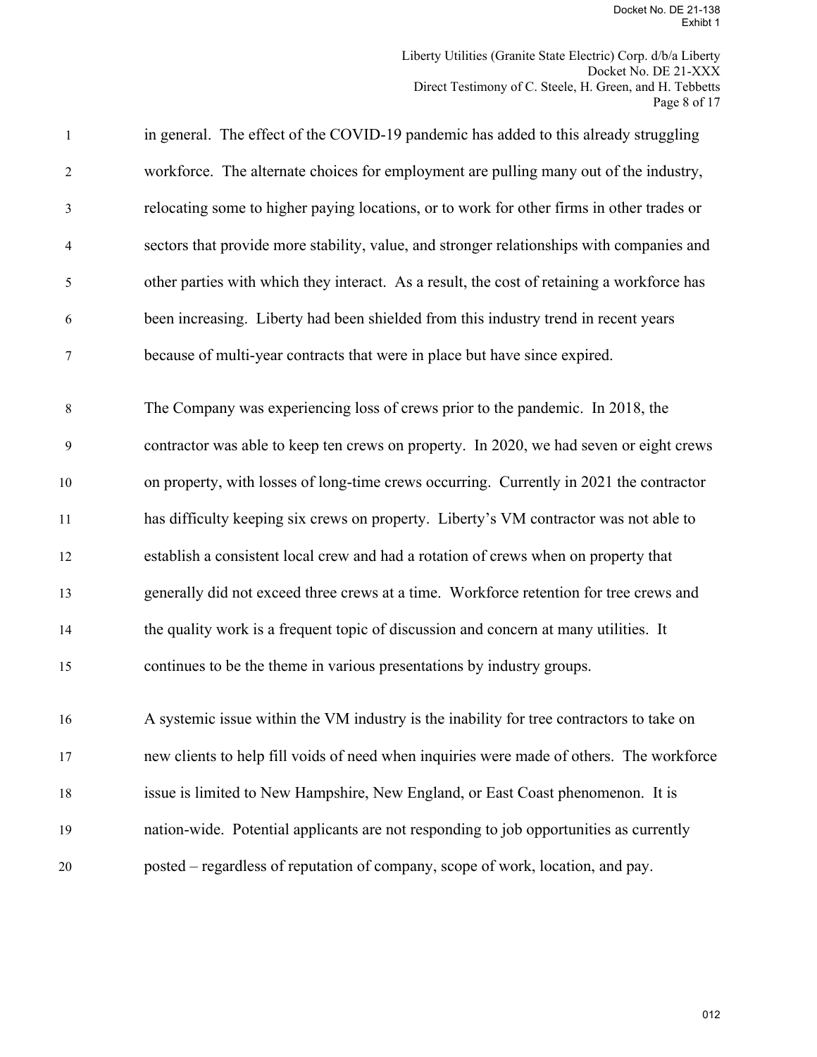in general. The effect of the COVID-19 pandemic has added to this already struggling workforce. The alternate choices for employment are pulling many out of the industry, relocating some to higher paying locations, or to work for other firms in other trades or sectors that provide more stability, value, and stronger relationships with companies and other parties with which they interact. As a result, the cost of retaining a workforce has been increasing. Liberty had been shielded from this industry trend in recent years because of multi-year contracts that were in place but have since expired.

The Company was experiencing loss of crews prior to the pandemic. In 2018, the contractor was able to keep ten crews on property. In 2020, we had seven or eight crews on property, with losses of long-time crews occurring. Currently in 2021 the contractor has difficulty keeping six crews on property. Liberty's VM contractor was not able to establish a consistent local crew and had a rotation of crews when on property that generally did not exceed three crews at a time. Workforce retention for tree crews and the quality work is a frequent topic of discussion and concern at many utilities. It continues to be the theme in various presentations by industry groups.

A systemic issue within the VM industry is the inability for tree contractors to take on new clients to help fill voids of need when inquiries were made of others. The workforce issue is limited to New Hampshire, New England, or East Coast phenomenon. It is nation-wide. Potential applicants are not responding to job opportunities as currently posted – regardless of reputation of company, scope of work, location, and pay.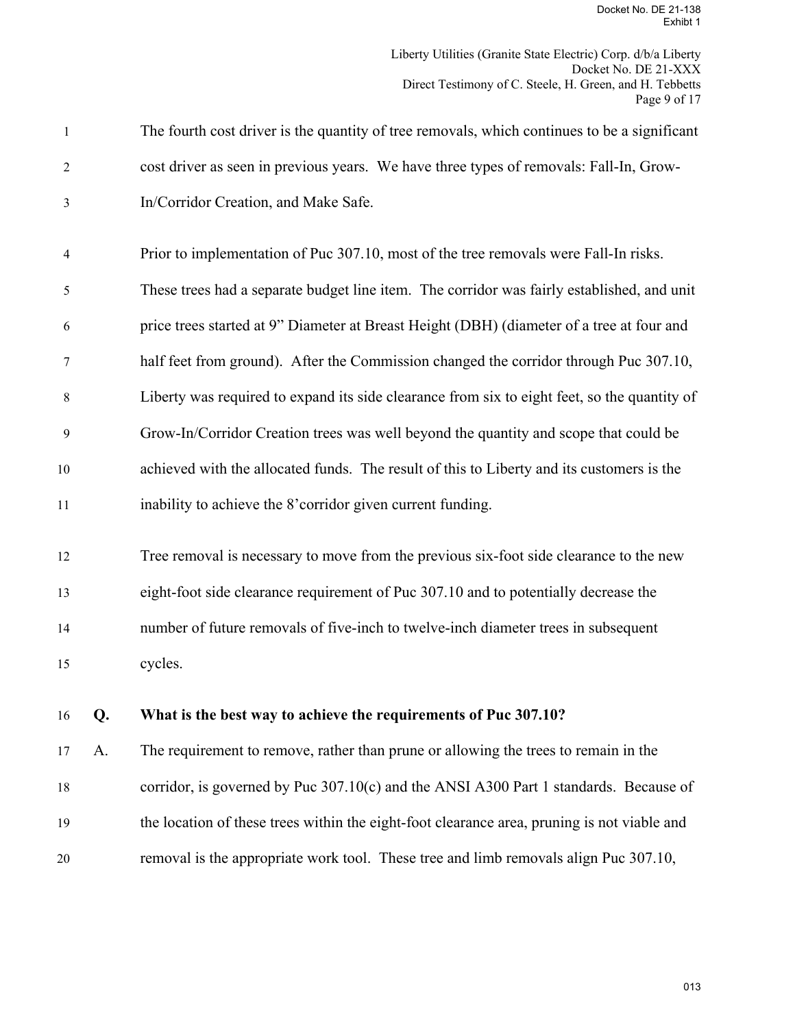The fourth cost driver is the quantity of tree removals, which continues to be a significant cost driver as seen in previous years. We have three types of removals: Fall-In, Grow-In/Corridor Creation, and Make Safe.

Prior to implementation of Puc 307.10, most of the tree removals were Fall-In risks. These trees had a separate budget line item. The corridor was fairly established, and unit price trees started at 9" Diameter at Breast Height (DBH) (diameter of a tree at four and half feet from ground). After the Commission changed the corridor through Puc 307.10, Liberty was required to expand its side clearance from six to eight feet, so the quantity of Grow-In/Corridor Creation trees was well beyond the quantity and scope that could be achieved with the allocated funds. The result of this to Liberty and its customers is the inability to achieve the 8'corridor given current funding.

Tree removal is necessary to move from the previous six-foot side clearance to the new eight-foot side clearance requirement of Puc 307.10 and to potentially decrease the number of future removals of five-inch to twelve-inch diameter trees in subsequent cycles.

**Q. What is the best way to achieve the requirements of Puc 307.10?**

A. The requirement to remove, rather than prune or allowing the trees to remain in the corridor, is governed by Puc 307.10(c) and the ANSI A300 Part 1 standards. Because of the location of these trees within the eight-foot clearance area, pruning is not viable and removal is the appropriate work tool. These tree and limb removals align Puc 307.10,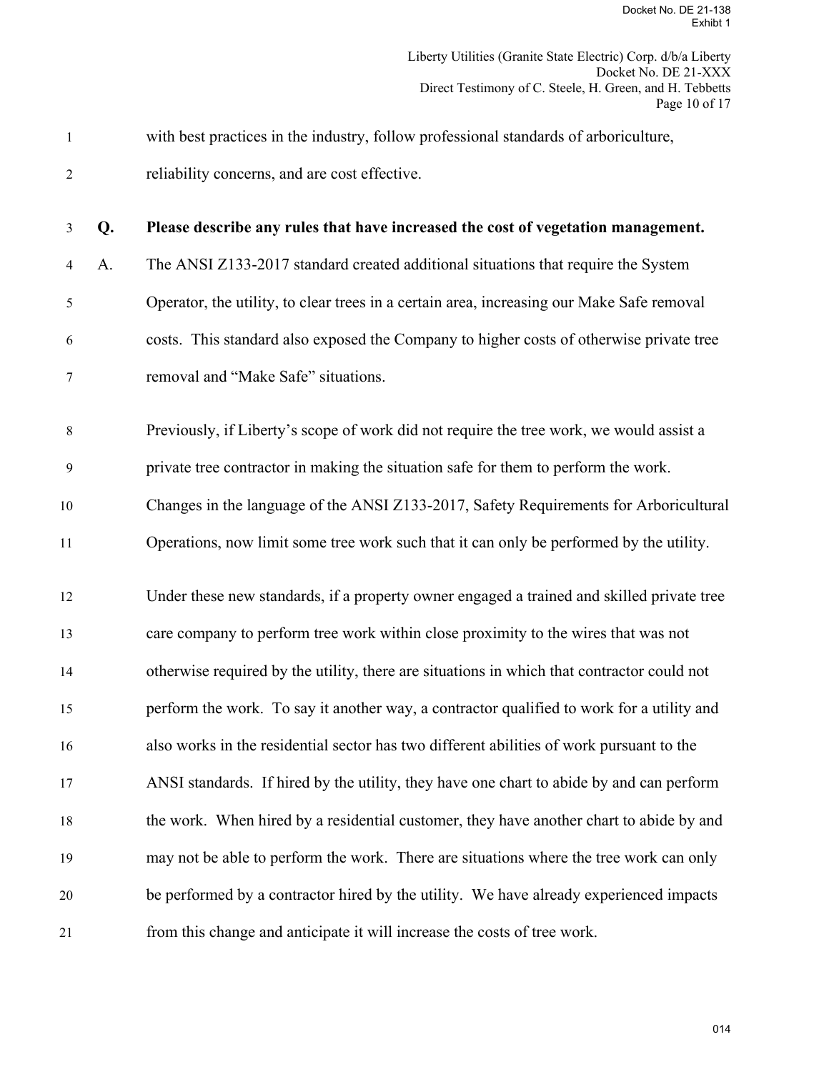with best practices in the industry, follow professional standards of arboriculture, reliability concerns, and are cost effective.

**Q. Please describe any rules that have increased the cost of vegetation management.**

A. The ANSI Z133-2017 standard created additional situations that require the System Operator, the utility, to clear trees in a certain area, increasing our Make Safe removal costs. This standard also exposed the Company to higher costs of otherwise private tree removal and "Make Safe" situations.

Previously, if Liberty's scope of work did not require the tree work, we would assist a private tree contractor in making the situation safe for them to perform the work. Changes in the language of the ANSI Z133-2017, Safety Requirements for Arboricultural Operations, now limit some tree work such that it can only be performed by the utility.

Under these new standards, if a property owner engaged a trained and skilled private tree care company to perform tree work within close proximity to the wires that was not otherwise required by the utility, there are situations in which that contractor could not perform the work. To say it another way, a contractor qualified to work for a utility and also works in the residential sector has two different abilities of work pursuant to the ANSI standards. If hired by the utility, they have one chart to abide by and can perform the work. When hired by a residential customer, they have another chart to abide by and may not be able to perform the work. There are situations where the tree work can only be performed by a contractor hired by the utility. We have already experienced impacts from this change and anticipate it will increase the costs of tree work.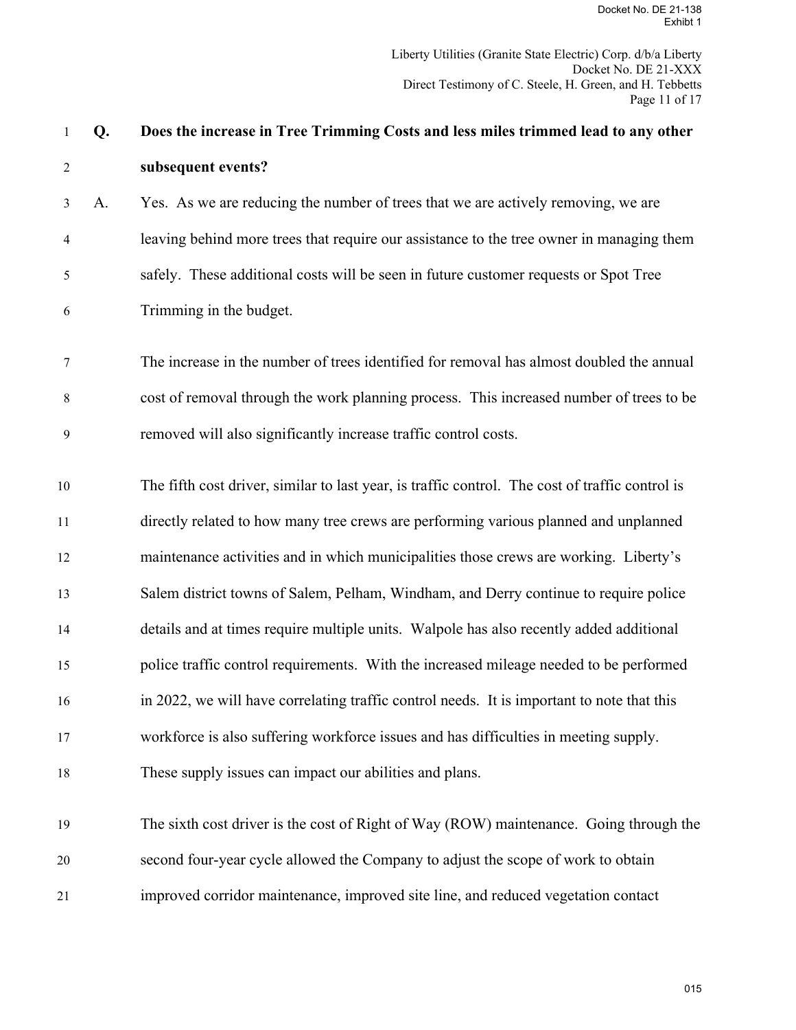**Q. Does the increase in Tree Trimming Costs and less miles trimmed lead to any other subsequent events?**

A. Yes. As we are reducing the number of trees that we are actively removing, we are leaving behind more trees that require our assistance to the tree owner in managing them safely. These additional costs will be seen in future customer requests or Spot Tree Trimming in the budget.

The increase in the number of trees identified for removal has almost doubled the annual cost of removal through the work planning process. This increased number of trees to be removed will also significantly increase traffic control costs.

The fifth cost driver, similar to last year, is traffic control. The cost of traffic control is directly related to how many tree crews are performing various planned and unplanned maintenance activities and in which municipalities those crews are working. Liberty's Salem district towns of Salem, Pelham, Windham, and Derry continue to require police details and at times require multiple units. Walpole has also recently added additional police traffic control requirements. With the increased mileage needed to be performed in 2022, we will have correlating traffic control needs. It is important to note that this workforce is also suffering workforce issues and has difficulties in meeting supply. These supply issues can impact our abilities and plans.

The sixth cost driver is the cost of Right of Way (ROW) maintenance. Going through the second four-year cycle allowed the Company to adjust the scope of work to obtain improved corridor maintenance, improved site line, and reduced vegetation contact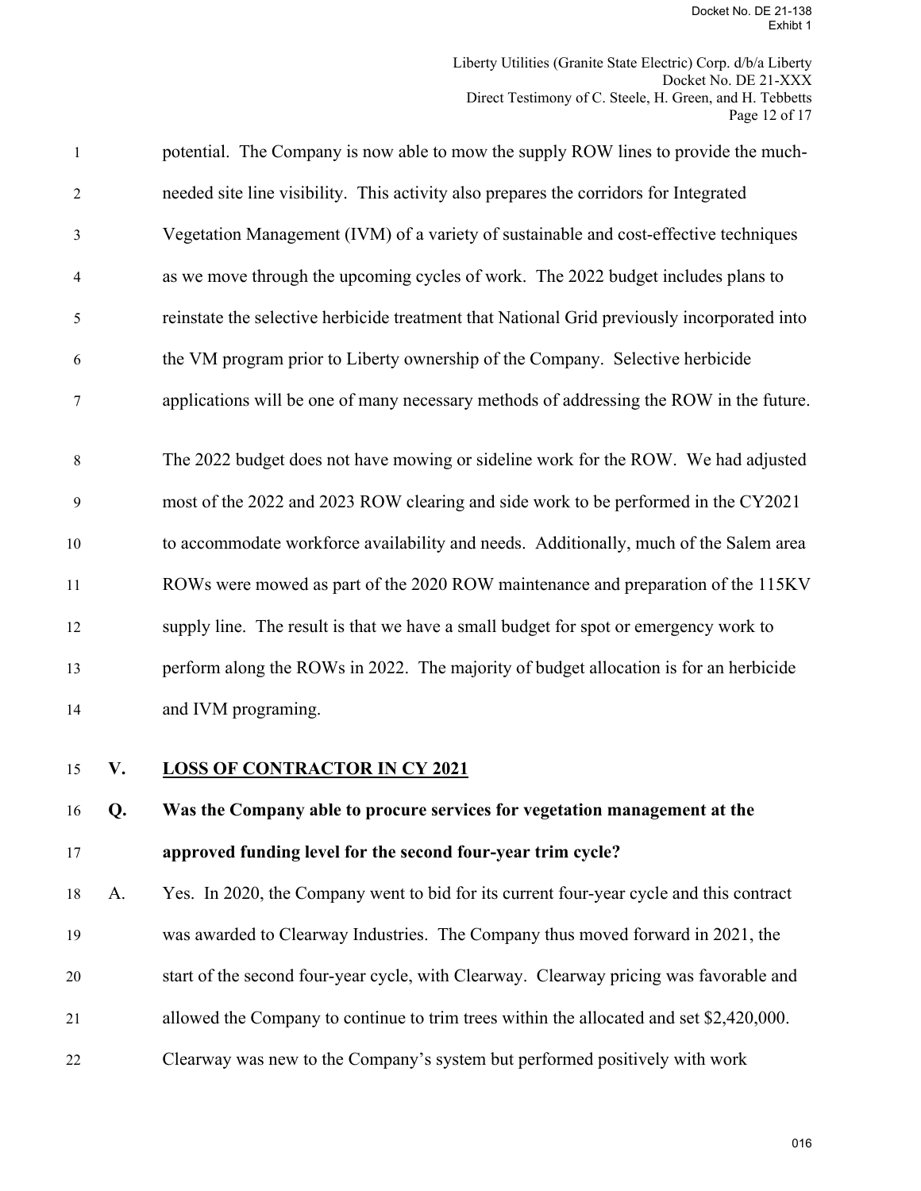potential. The Company is now able to mow the supply ROW lines to provide the much-needed site line visibility. This activity also prepares the corridors for Integrated Vegetation Management (IVM) of a variety of sustainable and cost-effective techniques as we move through the upcoming cycles of work. The 2022 budget includes plans to reinstate the selective herbicide treatment that National Grid previously incorporated into the VM program prior to Liberty ownership of the Company. Selective herbicide applications will be one of many necessary methods of addressing the ROW in the future.

The 2022 budget does not have mowing or sideline work for the ROW. We had adjusted most of the 2022 and 2023 ROW clearing and side work to be performed in the CY2021 to accommodate workforce availability and needs. Additionally, much of the Salem area ROWs were mowed as part of the 2020 ROW maintenance and preparation of the 115KV supply line. The result is that we have a small budget for spot or emergency work to perform along the ROWs in 2022. The majority of budget allocation is for an herbicide and IVM programing.

## V. LOSS OF CONTRACTOR IN CY 2021

**Q. Was the Company able to procure services for vegetation management at the approved funding level for the second four-year trim cycle?**

A. Yes. In 2020, the Company went to bid for its current four-year cycle and this contract was awarded to Clearway Industries. The Company thus moved forward in 2021, the start of the second four-year cycle, with Clearway. Clearway pricing was favorable and allowed the Company to continue to trim trees within the allocated and set $2,420,000. Clearway was new to the Company's system but performed positively with work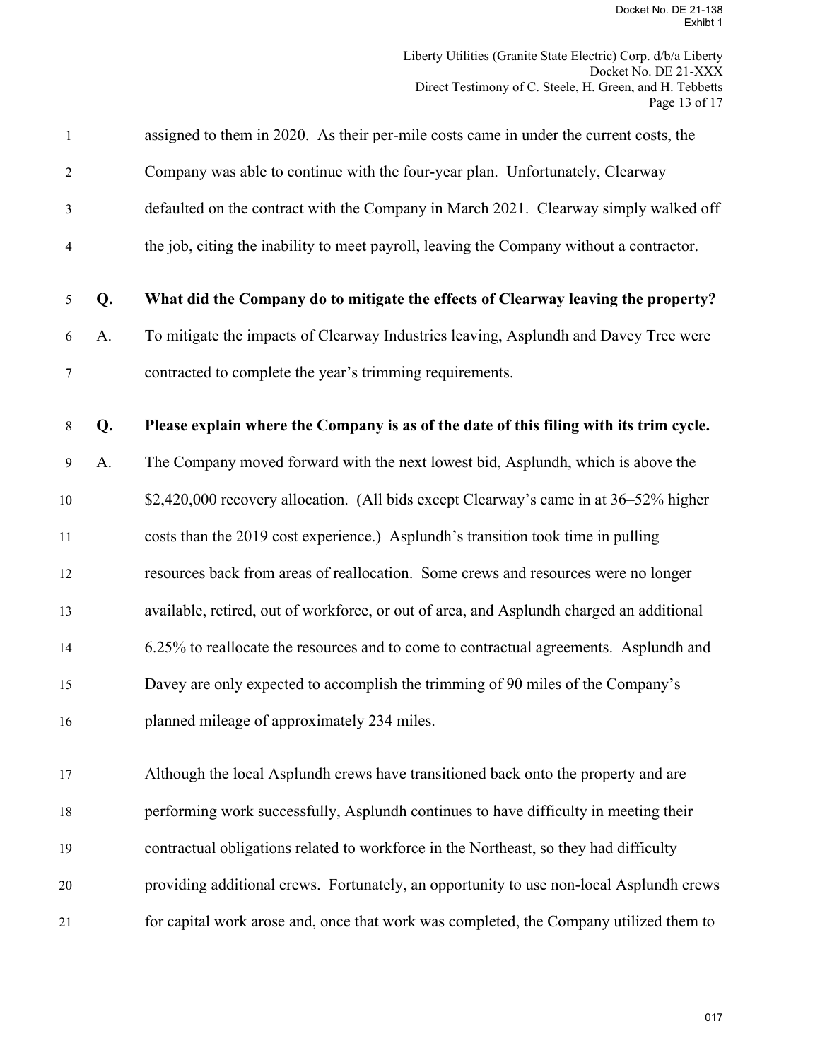assigned to them in 2020. As their per-mile costs came in under the current costs, the Company was able to continue with the four-year plan. Unfortunately, Clearway defaulted on the contract with the Company in March 2021. Clearway simply walked off the job, citing the inability to meet payroll, leaving the Company without a contractor.

**Q. What did the Company do to mitigate the effects of Clearway leaving the property?**

A. To mitigate the impacts of Clearway Industries leaving, Asplundh and Davey Tree were contracted to complete the year's trimming requirements.

**Q. Please explain where the Company is as of the date of this filing with its trim cycle.**

A. The Company moved forward with the next lowest bid, Asplundh, which is above the \$2,420,000 recovery allocation. (All bids except Clearway's came in at 36–52% higher costs than the 2019 cost experience.) Asplundh's transition took time in pulling resources back from areas of reallocation. Some crews and resources were no longer available, retired, out of workforce, or out of area, and Asplundh charged an additional 6.25% to reallocate the resources and to come to contractual agreements. Asplundh and Davey are only expected to accomplish the trimming of 90 miles of the Company's planned mileage of approximately 234 miles.

Although the local Asplundh crews have transitioned back onto the property and are performing work successfully, Asplundh continues to have difficulty in meeting their contractual obligations related to workforce in the Northeast, so they had difficulty providing additional crews. Fortunately, an opportunity to use non-local Asplundh crews for capital work arose and, once that work was completed, the Company utilized them to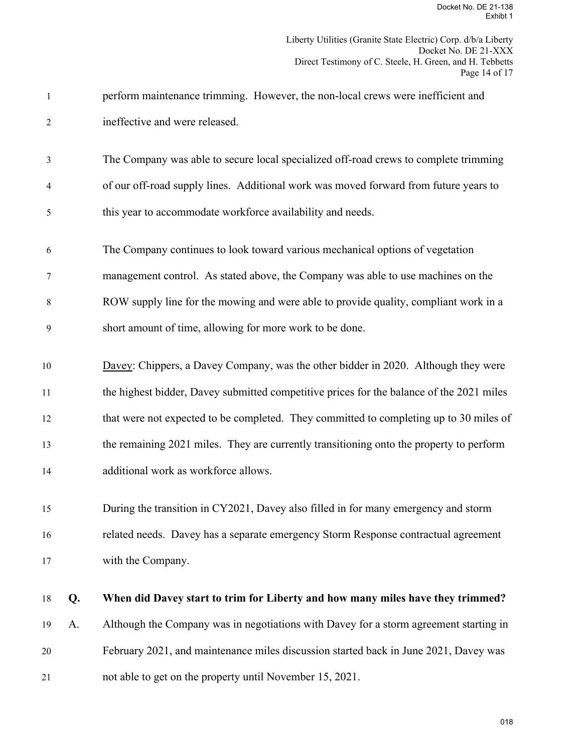perform maintenance trimming. However, the non-local crews were inefficient and ineffective and were released.

The Company was able to secure local specialized off-road crews to complete trimming of our off-road supply lines. Additional work was moved forward from future years to this year to accommodate workforce availability and needs.

The Company continues to look toward various mechanical options of vegetation management control. As stated above, the Company was able to use machines on the ROW supply line for the mowing and were able to provide quality, compliant work in a short amount of time, allowing for more work to be done.

Davey: Chippers, a Davey Company, was the other bidder in 2020. Although they were the highest bidder, Davey submitted competitive prices for the balance of the 2021 miles that were not expected to be completed. They committed to completing up to 30 miles of the remaining 2021 miles. They are currently transitioning onto the property to perform additional work as workforce allows.

During the transition in CY2021, Davey also filled in for many emergency and storm related needs. Davey has a separate emergency Storm Response contractual agreement with the Company.

**Q. When did Davey start to trim for Liberty and how many miles have they trimmed?**

A. Although the Company was in negotiations with Davey for a storm agreement starting in February 2021, and maintenance miles discussion started back in June 2021, Davey was not able to get on the property until November 15, 2021.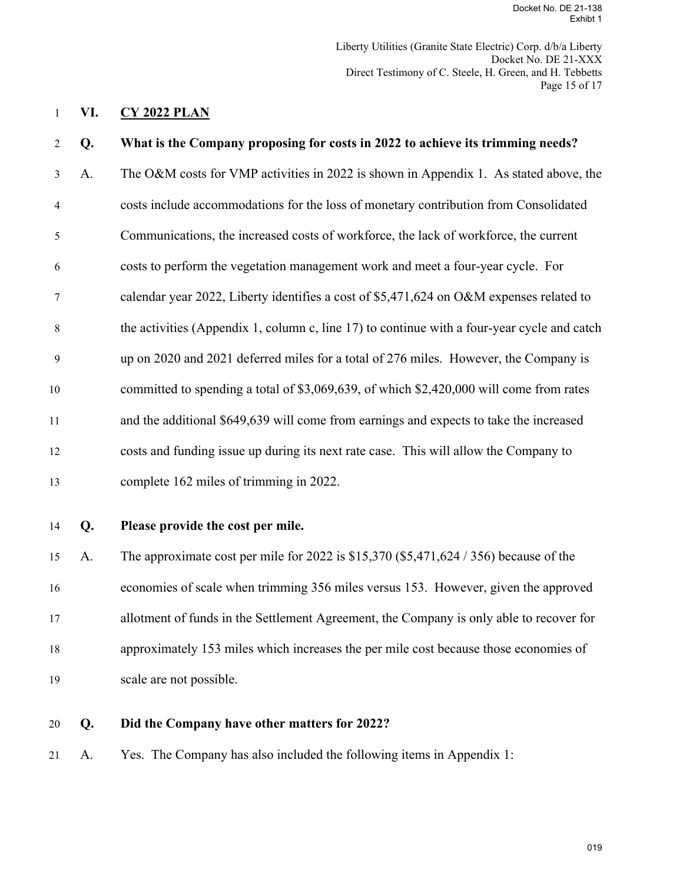## VI. CY 2022 PLAN

**Q. What is the Company proposing for costs in 2022 to achieve its trimming needs?**

A. The O&M costs for VMP activities in 2022 is shown in Appendix 1. As stated above, the costs include accommodations for the loss of monetary contribution from Consolidated Communications, the increased costs of workforce, the lack of workforce, the current costs to perform the vegetation management work and meet a four-year cycle. For calendar year 2022, Liberty identifies a cost of $5,471,624 on O&M expenses related to the activities (Appendix 1, column c, line 17) to continue with a four-year cycle and catch up on 2020 and 2021 deferred miles for a total of 276 miles. However, the Company is committed to spending a total of $3,069,639, of which $2,420,000 will come from rates and the additional $649,639 will come from earnings and expects to take the increased costs and funding issue up during its next rate case. This will allow the Company to complete 162 miles of trimming in 2022.

**Q. Please provide the cost per mile.**

A. The approximate cost per mile for 2022 is $15,370 ($5,471,624 / 356) because of the economies of scale when trimming 356 miles versus 153. However, given the approved allotment of funds in the Settlement Agreement, the Company is only able to recover for approximately 153 miles which increases the per mile cost because those economies of scale are not possible.

**Q. Did the Company have other matters for 2022?**

A. Yes. The Company has also included the following items in Appendix 1: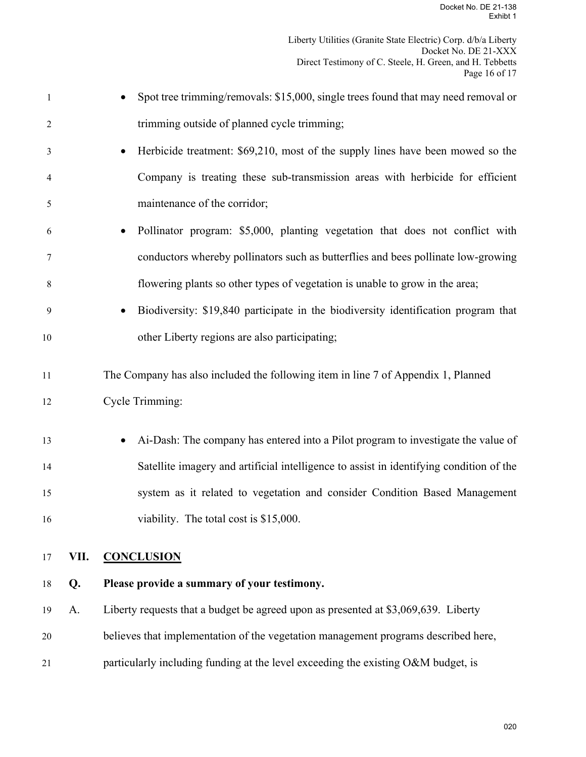- Spot tree trimming/removals: $15,000, single trees found that may need removal or trimming outside of planned cycle trimming;
- Herbicide treatment: $69,210, most of the supply lines have been mowed so the Company is treating these sub-transmission areas with herbicide for efficient maintenance of the corridor;
- Pollinator program: $5,000, planting vegetation that does not conflict with conductors whereby pollinators such as butterflies and bees pollinate low-growing flowering plants so other types of vegetation is unable to grow in the area;
- Biodiversity: $19,840 participate in the biodiversity identification program that other Liberty regions are also participating;

The Company has also included the following item in line 7 of Appendix 1, Planned Cycle Trimming:

- Ai-Dash: The company has entered into a Pilot program to investigate the value of Satellite imagery and artificial intelligence to assist in identifying condition of the system as it related to vegetation and consider Condition Based Management viability. The total cost is $15,000.

## VII. CONCLUSION

**Q. Please provide a summary of your testimony.**

A. Liberty requests that a budget be agreed upon as presented at $3,069,639. Liberty believes that implementation of the vegetation management programs described here, particularly including funding at the level exceeding the existing O&M budget, is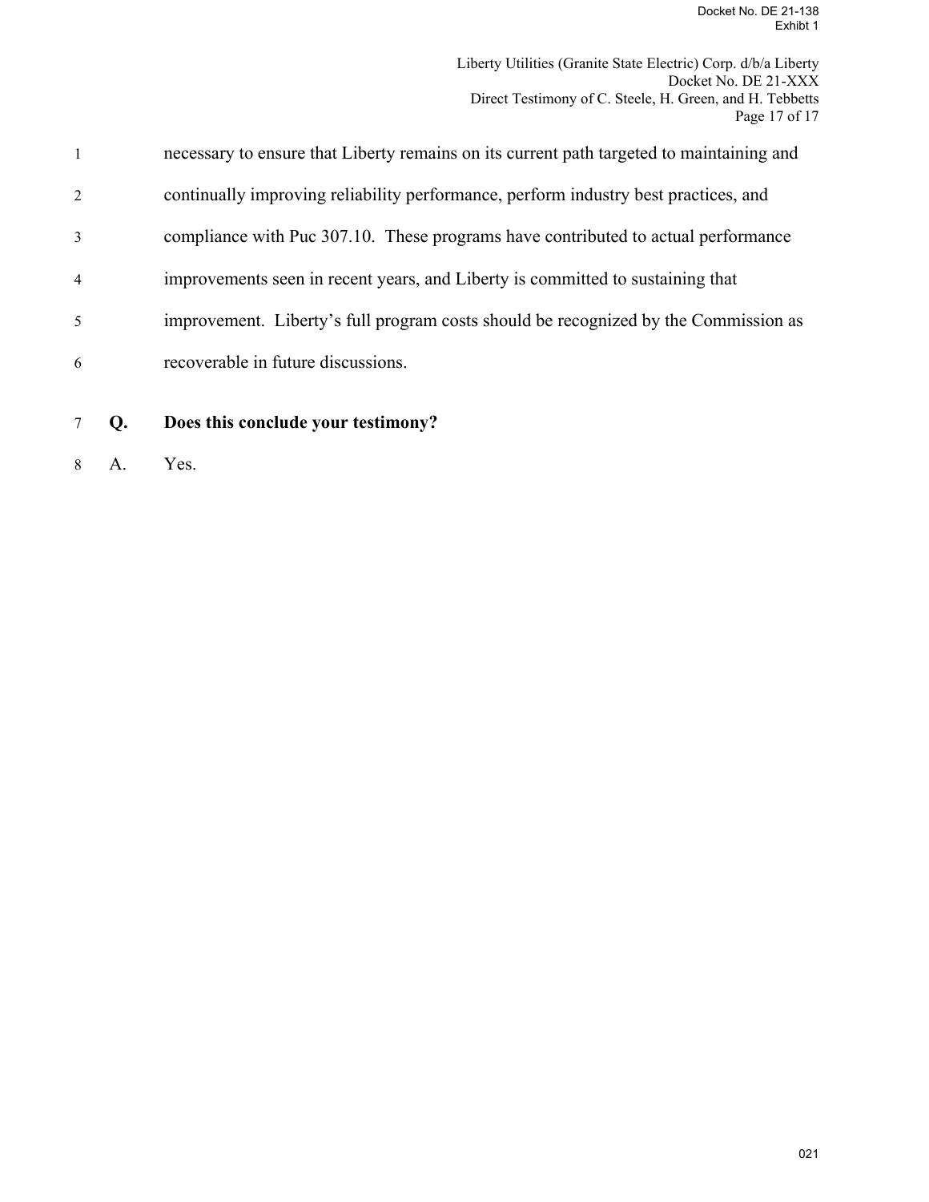necessary to ensure that Liberty remains on its current path targeted to maintaining and continually improving reliability performance, perform industry best practices, and compliance with Puc 307.10. These programs have contributed to actual performance improvements seen in recent years, and Liberty is committed to sustaining that improvement. Liberty's full program costs should be recognized by the Commission as recoverable in future discussions.

**Q. Does this conclude your testimony?**

A. Yes.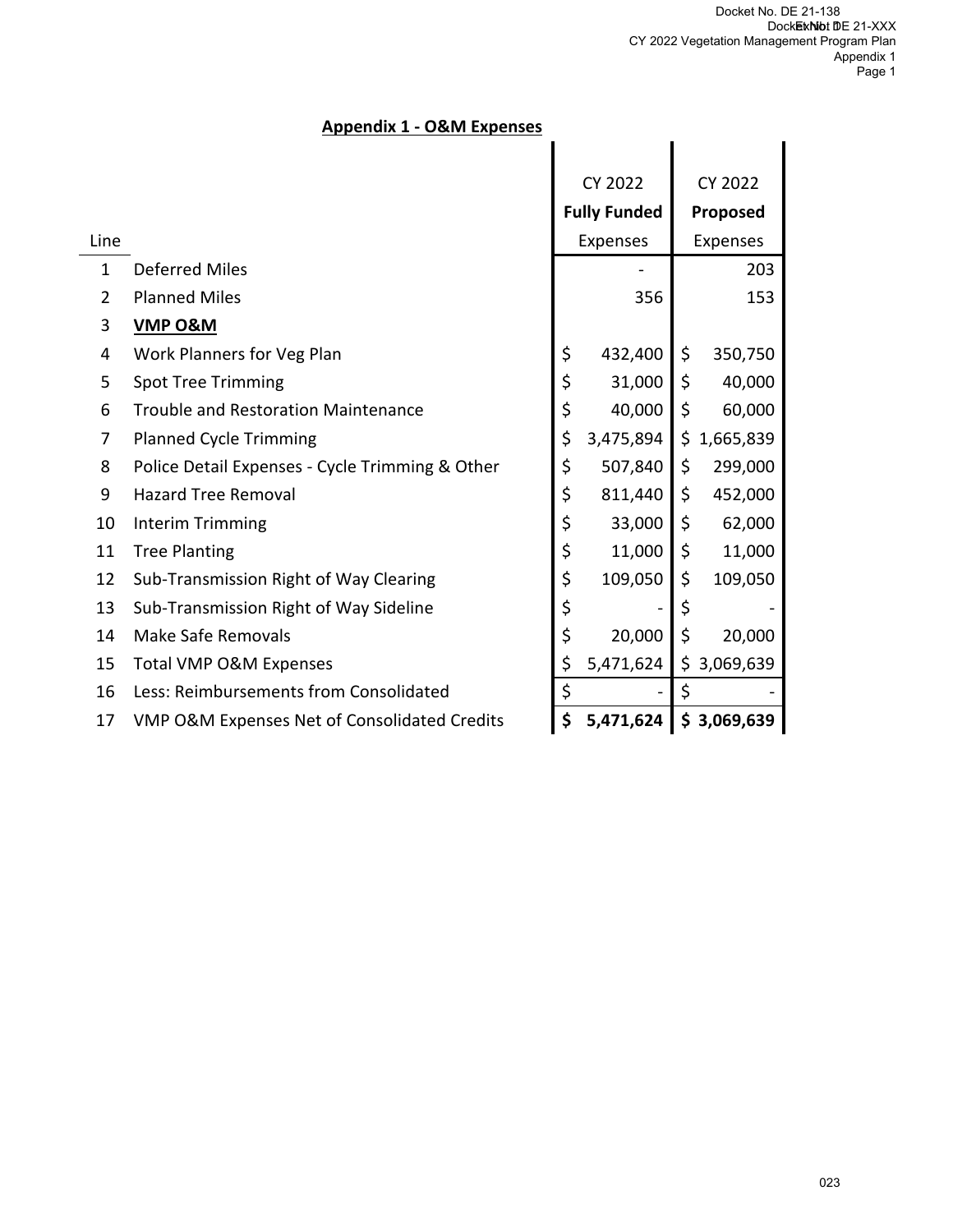## Appendix 1 - O&M Expenses

| Line | | CY 2022 Fully Funded Expenses | CY 2022 Proposed Expenses |
|---|---|---|---|
| 1 | Deferred Miles | - | 203 |
| 2 | Planned Miles | 356 | 153 |
| 3 | **VMP O&M** | | |
| 4 | Work Planners for Veg Plan | $ 432,400 | $ 350,750 |
| 5 | Spot Tree Trimming | $ 31,000 | $ 40,000 |
| 6 | Trouble and Restoration Maintenance | $ 40,000 | $ 60,000 |
| 7 | Planned Cycle Trimming | $ 3,475,894 | $ 1,665,839 |
| 8 | Police Detail Expenses - Cycle Trimming & Other | $ 507,840 | $ 299,000 |
| 9 | Hazard Tree Removal | $ 811,440 | $ 452,000 |
| 10 | Interim Trimming | $ 33,000 | $ 62,000 |
| 11 | Tree Planting | $ 11,000 | $ 11,000 |
| 12 | Sub-Transmission Right of Way Clearing | $ 109,050 | $ 109,050 |
| 13 | Sub-Transmission Right of Way Sideline | $ - | $ - |
| 14 | Make Safe Removals | $ 20,000 | $ 20,000 |
| 15 | Total VMP O&M Expenses | $ 5,471,624 | $ 3,069,639 |
| 16 | Less: Reimbursements from Consolidated | $ - | $ - |
| 17 | VMP O&M Expenses Net of Consolidated Credits | **$ 5,471,624** | **$ 3,069,639** |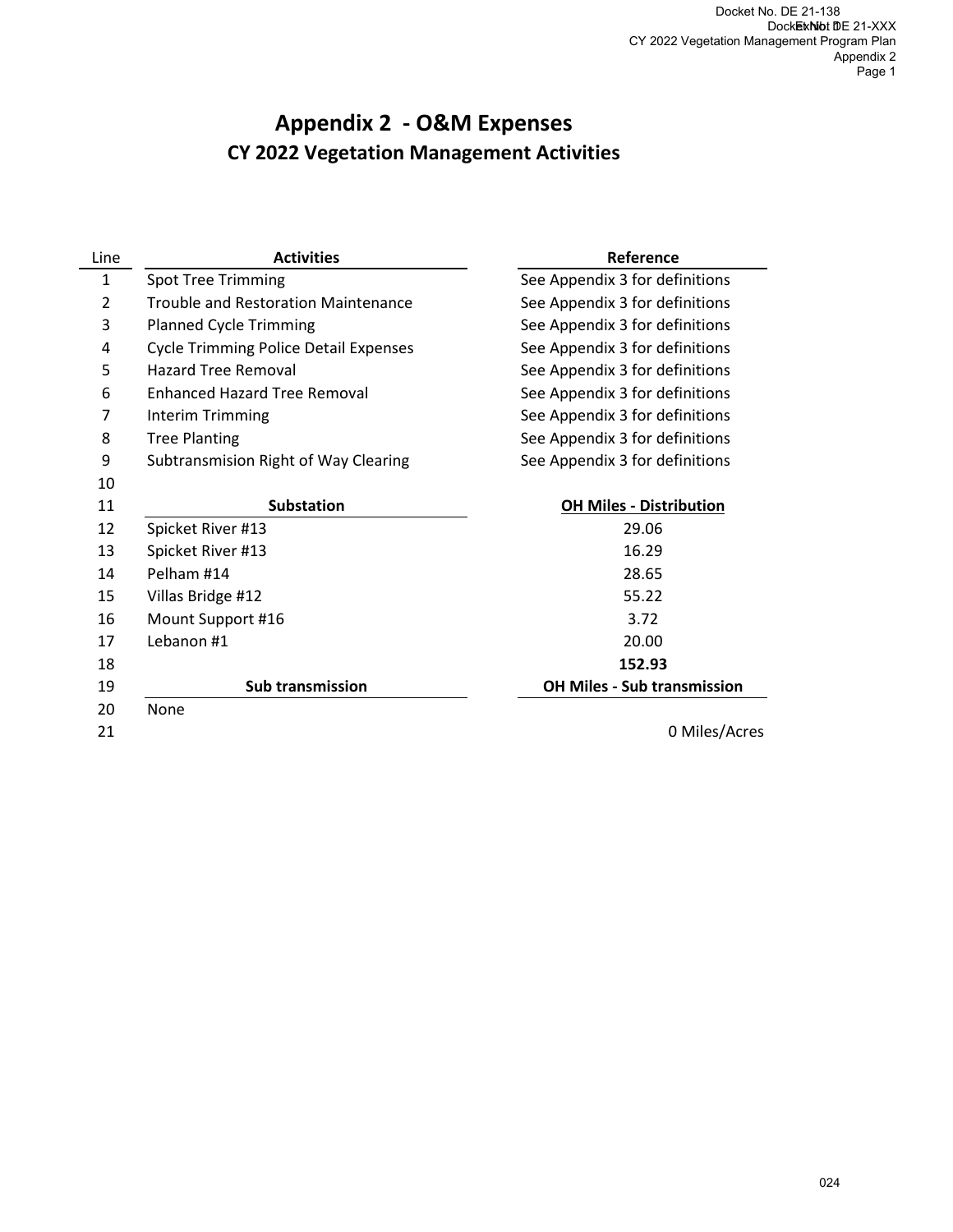# Appendix 2 - O&M Expenses

## CY 2022 Vegetation Management Activities

| Line | Activities | Reference |
|---|---|---|
| 1 | Spot Tree Trimming | See Appendix 3 for definitions |
| 2 | Trouble and Restoration Maintenance | See Appendix 3 for definitions |
| 3 | Planned Cycle Trimming | See Appendix 3 for definitions |
| 4 | Cycle Trimming Police Detail Expenses | See Appendix 3 for definitions |
| 5 | Hazard Tree Removal | See Appendix 3 for definitions |
| 6 | Enhanced Hazard Tree Removal | See Appendix 3 for definitions |
| 7 | Interim Trimming | See Appendix 3 for definitions |
| 8 | Tree Planting | See Appendix 3 for definitions |
| 9 | Subtransmision Right of Way Clearing | See Appendix 3 for definitions |
| 10 | | |
| 11 | **Substation** | **OH Miles - Distribution** |
| 12 | Spicket River #13 | 29.06 |
| 13 | Spicket River #13 | 16.29 |
| 14 | Pelham #14 | 28.65 |
| 15 | Villas Bridge #12 | 55.22 |
| 16 | Mount Support #16 | 3.72 |
| 17 | Lebanon #1 | 20.00 |
| 18 | | **152.93** |
| 19 | **Sub transmission** | **OH Miles - Sub transmission** |
| 20 | None | |
| 21 | | 0 Miles/Acres |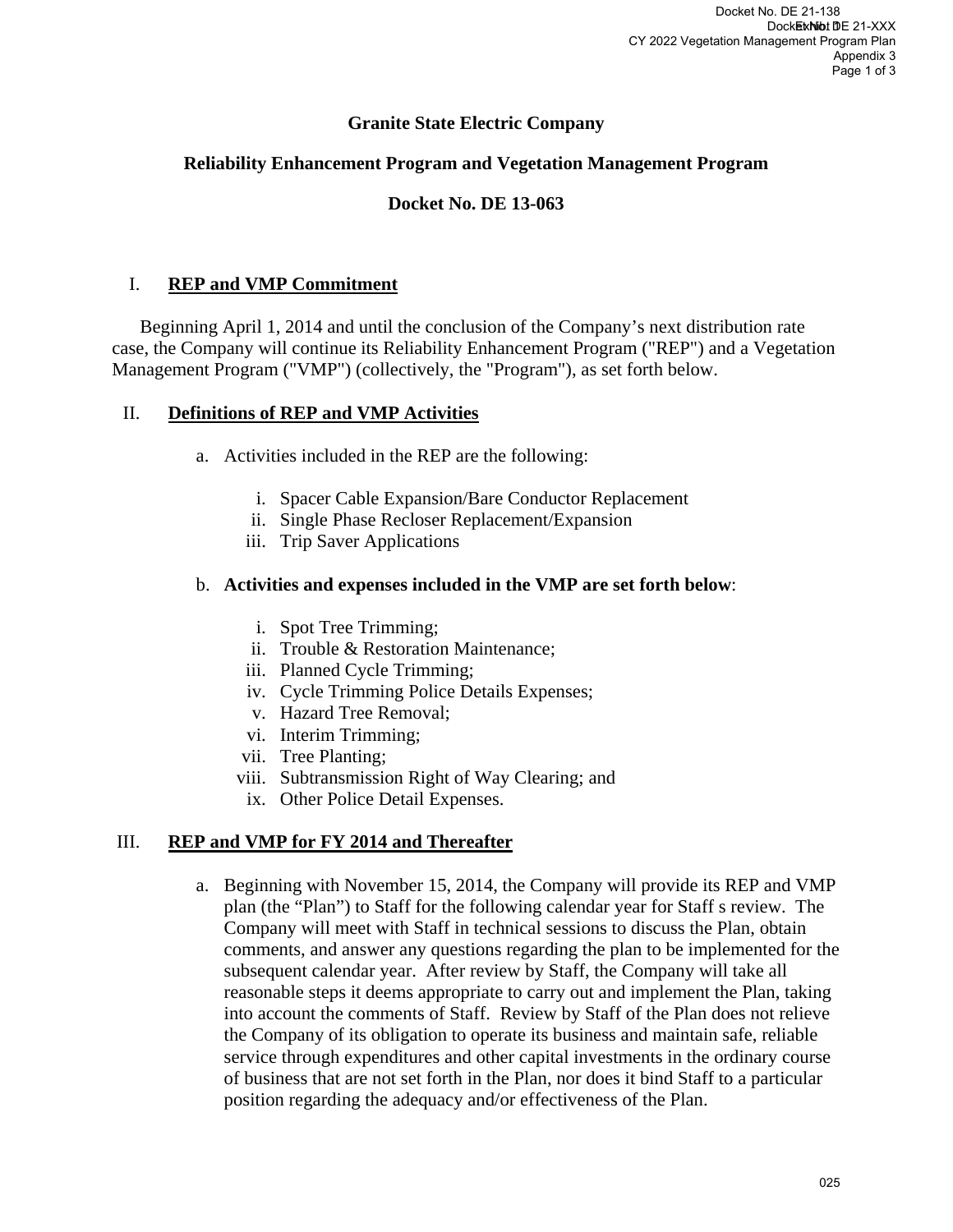**Granite State Electric Company**

**Reliability Enhancement Program and Vegetation Management Program**

**Docket No. DE 13-063**

I. **REP and VMP Commitment**

Beginning April 1, 2014 and until the conclusion of the Company's next distribution rate case, the Company will continue its Reliability Enhancement Program ("REP") and a Vegetation Management Program ("VMP") (collectively, the "Program"), as set forth below.

II. **Definitions of REP and VMP Activities**

a. Activities included in the REP are the following:

   i. Spacer Cable Expansion/Bare Conductor Replacement
   ii. Single Phase Recloser Replacement/Expansion
   iii. Trip Saver Applications

b. **Activities and expenses included in the VMP are set forth below**:

   i. Spot Tree Trimming;
   ii. Trouble & Restoration Maintenance;
   iii. Planned Cycle Trimming;
   iv. Cycle Trimming Police Details Expenses;
   v. Hazard Tree Removal;
   vi. Interim Trimming;
   vii. Tree Planting;
   viii. Subtransmission Right of Way Clearing; and
   ix. Other Police Detail Expenses.

III. **REP and VMP for FY 2014 and Thereafter**

a. Beginning with November 15, 2014, the Company will provide its REP and VMP plan (the "Plan") to Staff for the following calendar year for Staff s review. The Company will meet with Staff in technical sessions to discuss the Plan, obtain comments, and answer any questions regarding the plan to be implemented for the subsequent calendar year. After review by Staff, the Company will take all reasonable steps it deems appropriate to carry out and implement the Plan, taking into account the comments of Staff. Review by Staff of the Plan does not relieve the Company of its obligation to operate its business and maintain safe, reliable service through expenditures and other capital investments in the ordinary course of business that are not set forth in the Plan, nor does it bind Staff to a particular position regarding the adequacy and/or effectiveness of the Plan.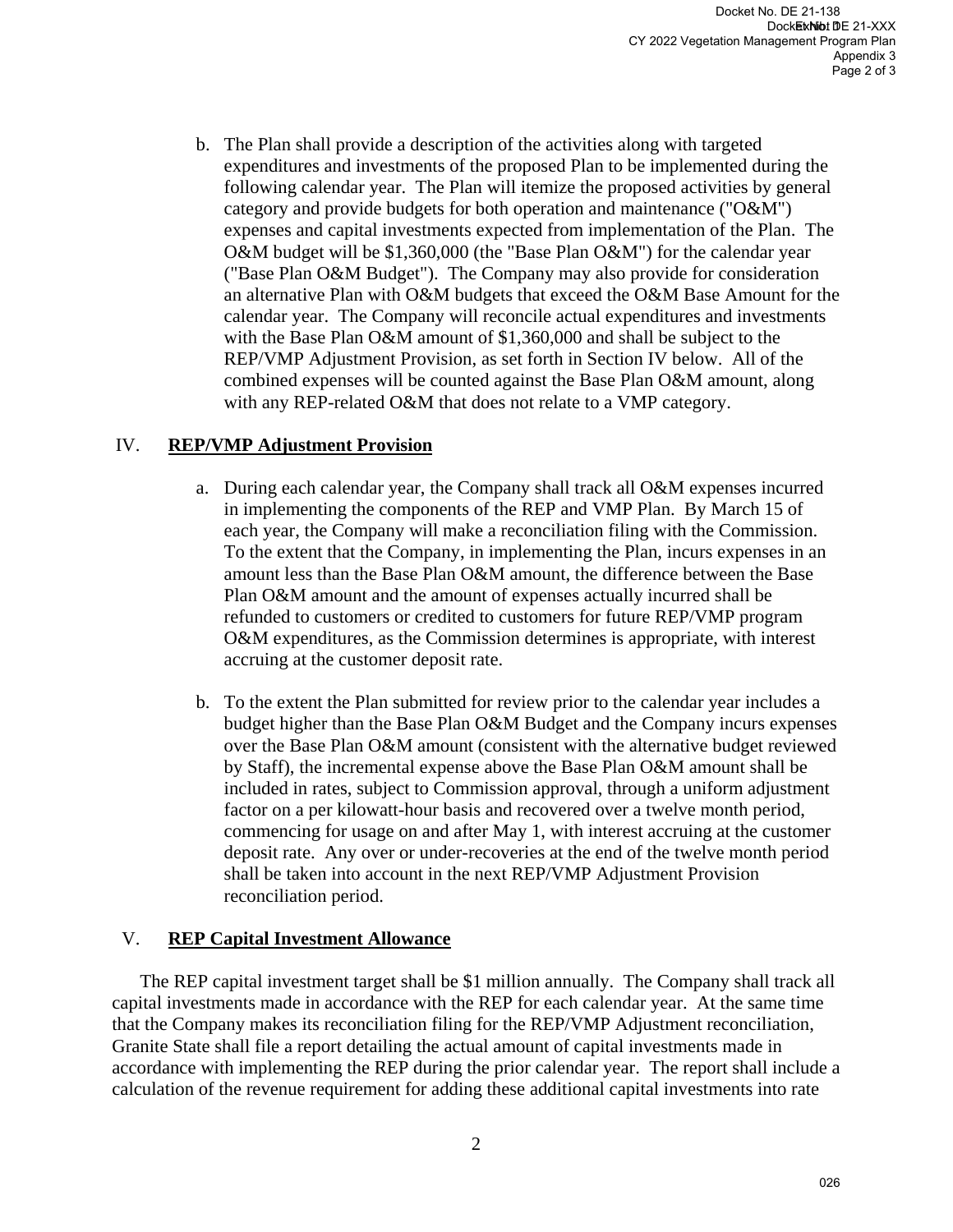b. The Plan shall provide a description of the activities along with targeted expenditures and investments of the proposed Plan to be implemented during the following calendar year. The Plan will itemize the proposed activities by general category and provide budgets for both operation and maintenance ("O&M") expenses and capital investments expected from implementation of the Plan. The O&M budget will be $1,360,000 (the "Base Plan O&M") for the calendar year ("Base Plan O&M Budget"). The Company may also provide for consideration an alternative Plan with O&M budgets that exceed the O&M Base Amount for the calendar year. The Company will reconcile actual expenditures and investments with the Base Plan O&M amount of $1,360,000 and shall be subject to the REP/VMP Adjustment Provision, as set forth in Section IV below. All of the combined expenses will be counted against the Base Plan O&M amount, along with any REP-related O&M that does not relate to a VMP category.

## IV. REP/VMP Adjustment Provision

a. During each calendar year, the Company shall track all O&M expenses incurred in implementing the components of the REP and VMP Plan. By March 15 of each year, the Company will make a reconciliation filing with the Commission. To the extent that the Company, in implementing the Plan, incurs expenses in an amount less than the Base Plan O&M amount, the difference between the Base Plan O&M amount and the amount of expenses actually incurred shall be refunded to customers or credited to customers for future REP/VMP program O&M expenditures, as the Commission determines is appropriate, with interest accruing at the customer deposit rate.

b. To the extent the Plan submitted for review prior to the calendar year includes a budget higher than the Base Plan O&M Budget and the Company incurs expenses over the Base Plan O&M amount (consistent with the alternative budget reviewed by Staff), the incremental expense above the Base Plan O&M amount shall be included in rates, subject to Commission approval, through a uniform adjustment factor on a per kilowatt-hour basis and recovered over a twelve month period, commencing for usage on and after May 1, with interest accruing at the customer deposit rate. Any over or under-recoveries at the end of the twelve month period shall be taken into account in the next REP/VMP Adjustment Provision reconciliation period.

## V. REP Capital Investment Allowance

The REP capital investment target shall be $1 million annually. The Company shall track all capital investments made in accordance with the REP for each calendar year. At the same time that the Company makes its reconciliation filing for the REP/VMP Adjustment reconciliation, Granite State shall file a report detailing the actual amount of capital investments made in accordance with implementing the REP during the prior calendar year. The report shall include a calculation of the revenue requirement for adding these additional capital investments into rate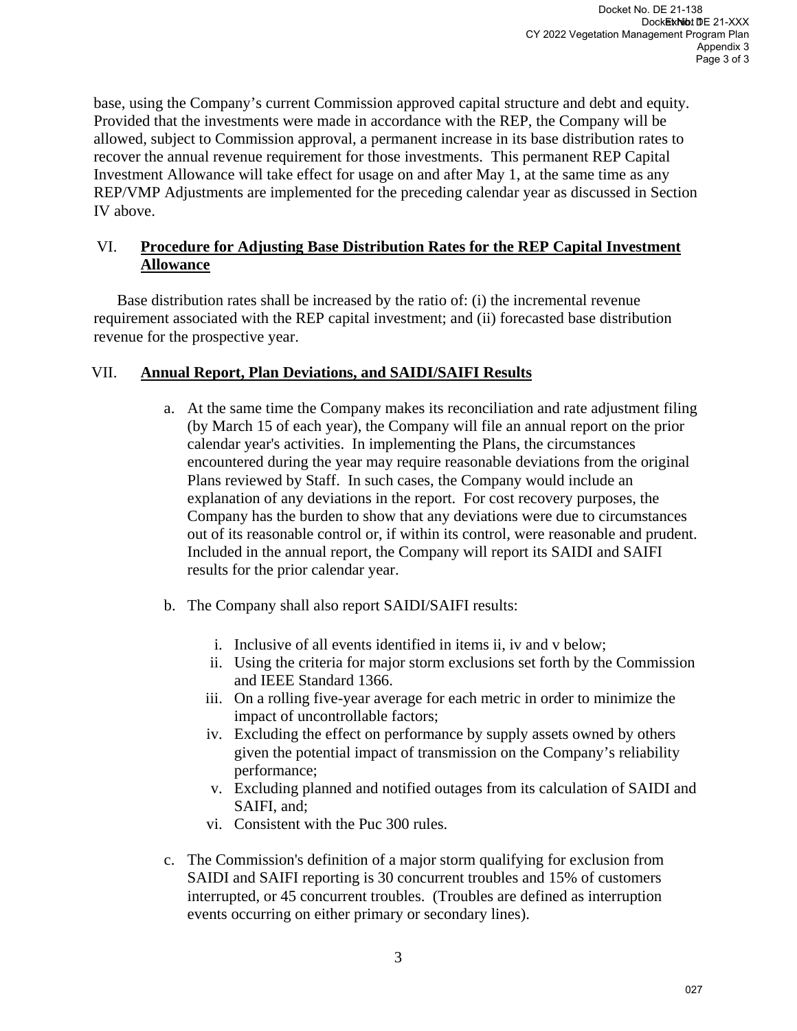base, using the Company's current Commission approved capital structure and debt and equity. Provided that the investments were made in accordance with the REP, the Company will be allowed, subject to Commission approval, a permanent increase in its base distribution rates to recover the annual revenue requirement for those investments. This permanent REP Capital Investment Allowance will take effect for usage on and after May 1, at the same time as any REP/VMP Adjustments are implemented for the preceding calendar year as discussed in Section IV above.

## VI. Procedure for Adjusting Base Distribution Rates for the REP Capital Investment Allowance

Base distribution rates shall be increased by the ratio of: (i) the incremental revenue requirement associated with the REP capital investment; and (ii) forecasted base distribution revenue for the prospective year.

## VII. Annual Report, Plan Deviations, and SAIDI/SAIFI Results

a. At the same time the Company makes its reconciliation and rate adjustment filing (by March 15 of each year), the Company will file an annual report on the prior calendar year's activities. In implementing the Plans, the circumstances encountered during the year may require reasonable deviations from the original Plans reviewed by Staff. In such cases, the Company would include an explanation of any deviations in the report. For cost recovery purposes, the Company has the burden to show that any deviations were due to circumstances out of its reasonable control or, if within its control, were reasonable and prudent. Included in the annual report, the Company will report its SAIDI and SAIFI results for the prior calendar year.

b. The Company shall also report SAIDI/SAIFI results:

    i. Inclusive of all events identified in items ii, iv and v below;
    ii. Using the criteria for major storm exclusions set forth by the Commission and IEEE Standard 1366.
    iii. On a rolling five-year average for each metric in order to minimize the impact of uncontrollable factors;
    iv. Excluding the effect on performance by supply assets owned by others given the potential impact of transmission on the Company's reliability performance;
    v. Excluding planned and notified outages from its calculation of SAIDI and SAIFI, and;
    vi. Consistent with the Puc 300 rules.

c. The Commission's definition of a major storm qualifying for exclusion from SAIDI and SAIFI reporting is 30 concurrent troubles and 15% of customers interrupted, or 45 concurrent troubles. (Troubles are defined as interruption events occurring on either primary or secondary lines).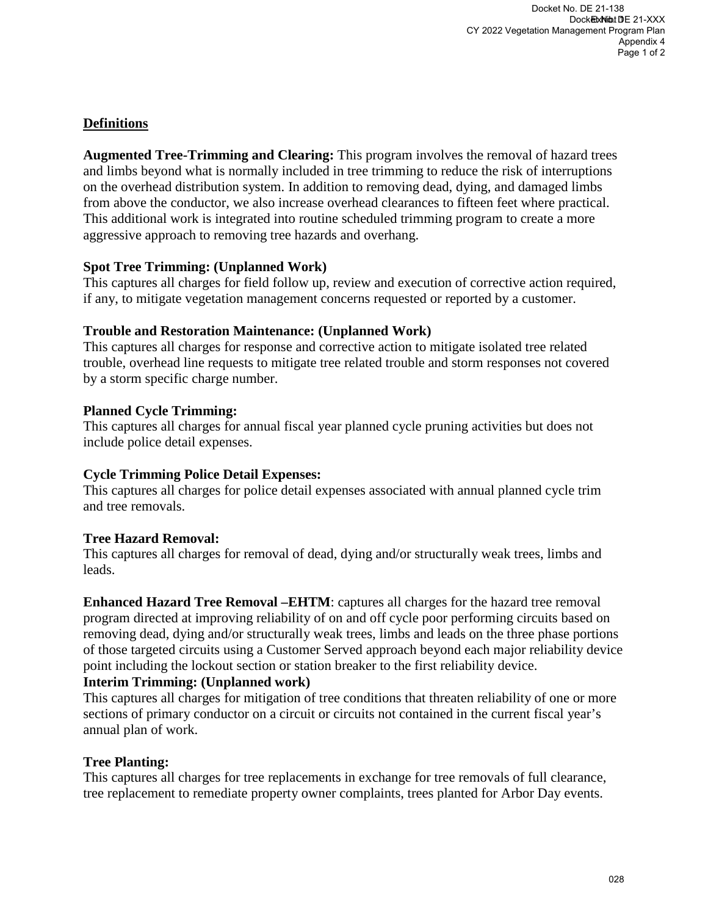## Definitions

**Augmented Tree-Trimming and Clearing:** This program involves the removal of hazard trees and limbs beyond what is normally included in tree trimming to reduce the risk of interruptions on the overhead distribution system. In addition to removing dead, dying, and damaged limbs from above the conductor, we also increase overhead clearances to fifteen feet where practical. This additional work is integrated into routine scheduled trimming program to create a more aggressive approach to removing tree hazards and overhang.

**Spot Tree Trimming: (Unplanned Work)**
This captures all charges for field follow up, review and execution of corrective action required, if any, to mitigate vegetation management concerns requested or reported by a customer.

**Trouble and Restoration Maintenance: (Unplanned Work)**
This captures all charges for response and corrective action to mitigate isolated tree related trouble, overhead line requests to mitigate tree related trouble and storm responses not covered by a storm specific charge number.

**Planned Cycle Trimming:**
This captures all charges for annual fiscal year planned cycle pruning activities but does not include police detail expenses.

**Cycle Trimming Police Detail Expenses:**
This captures all charges for police detail expenses associated with annual planned cycle trim and tree removals.

**Tree Hazard Removal:**
This captures all charges for removal of dead, dying and/or structurally weak trees, limbs and leads.

**Enhanced Hazard Tree Removal –EHTM**: captures all charges for the hazard tree removal program directed at improving reliability of on and off cycle poor performing circuits based on removing dead, dying and/or structurally weak trees, limbs and leads on the three phase portions of those targeted circuits using a Customer Served approach beyond each major reliability device point including the lockout section or station breaker to the first reliability device.

**Interim Trimming: (Unplanned work)**
This captures all charges for mitigation of tree conditions that threaten reliability of one or more sections of primary conductor on a circuit or circuits not contained in the current fiscal year's annual plan of work.

**Tree Planting:**
This captures all charges for tree replacements in exchange for tree removals of full clearance, tree replacement to remediate property owner complaints, trees planted for Arbor Day events.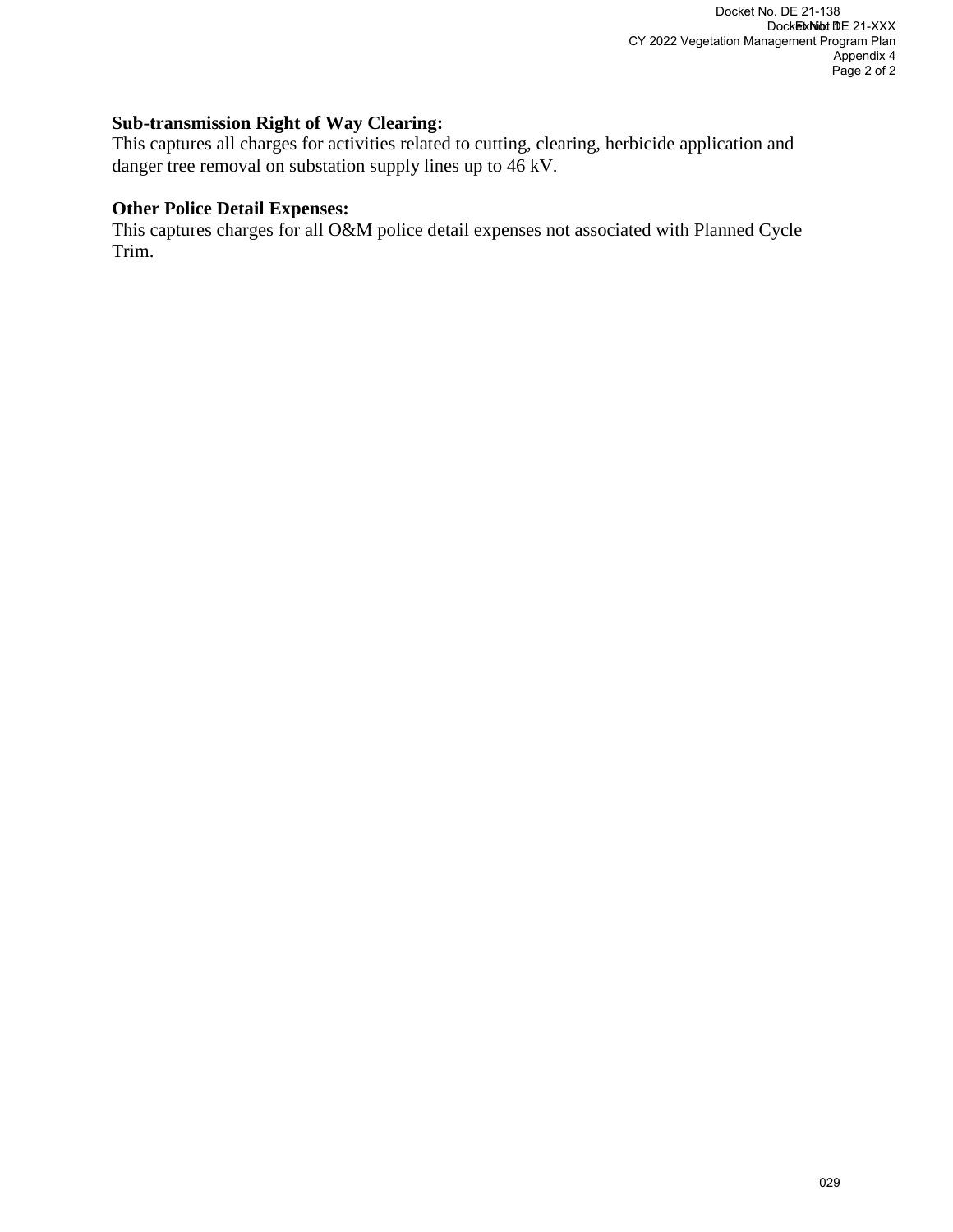**Sub-transmission Right of Way Clearing:**
This captures all charges for activities related to cutting, clearing, herbicide application and danger tree removal on substation supply lines up to 46 kV.

**Other Police Detail Expenses:**
This captures charges for all O&M police detail expenses not associated with Planned Cycle Trim.